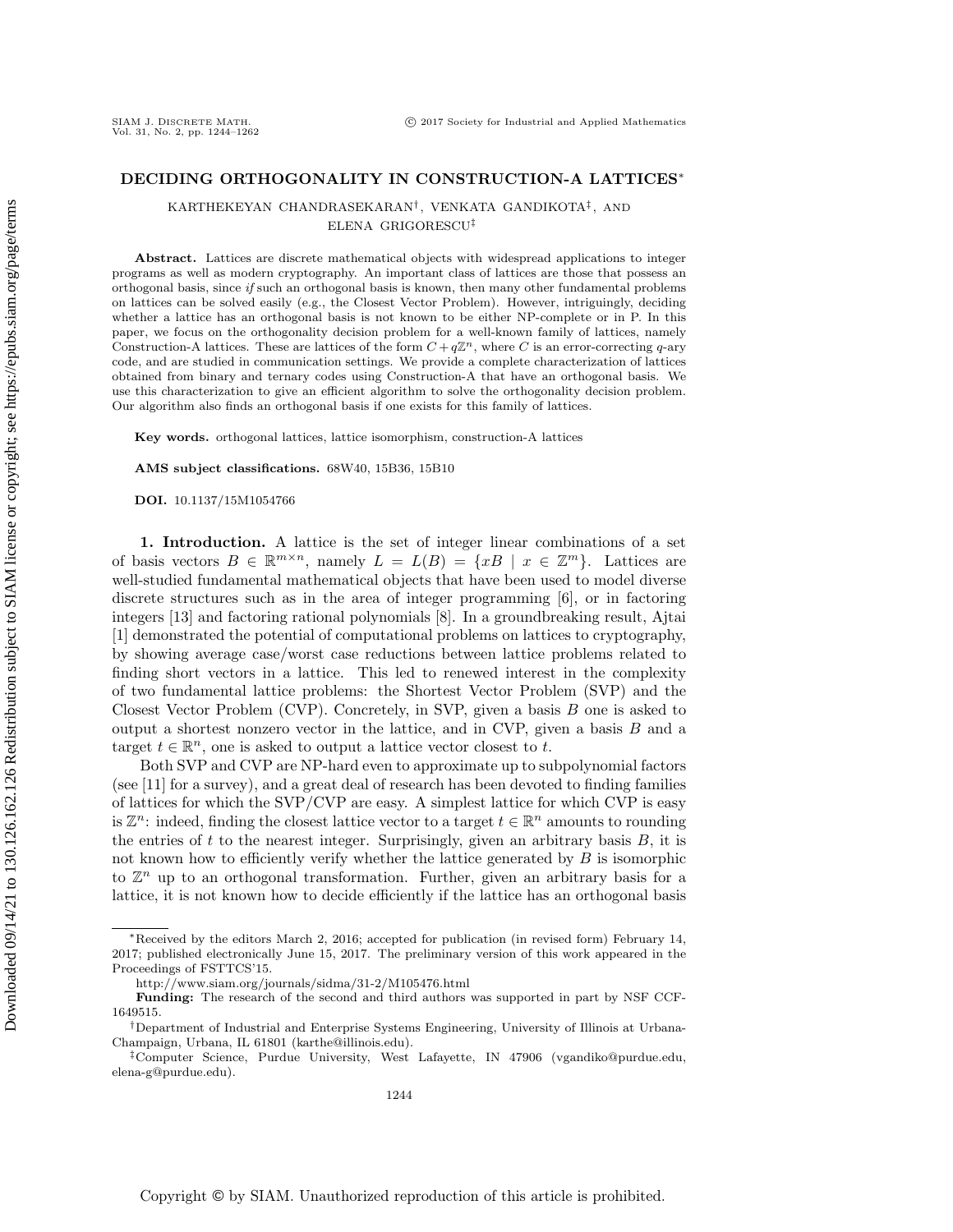# DECIDING ORTHOGONALITY IN CONSTRUCTION-A LATTICES*

KARTHEKEYAN CHANDRASEKARAN†, VENKATA GANDIKOTA‡, AND ELENA GRIGORESCU‡

**Abstract.** Lattices are discrete mathematical objects with widespread applications to integer programs as well as modern cryptography. An important class of lattices are those that possess an orthogonal basis, since *if* such an orthogonal basis is known, then many other fundamental problems on lattices can be solved easily (e.g., the Closest Vector Problem). However, intriguingly, deciding whether a lattice has an orthogonal basis is not known to be either NP-complete or in P. In this paper, we focus on the orthogonality decision problem for a well-known family of lattices, namely Construction-A lattices. These are lattices of the form $C + q\mathbb{Z}^n$, where $C$ is an error-correcting $q$-ary code, and are studied in communication settings. We provide a complete characterization of lattices obtained from binary and ternary codes using Construction-A that have an orthogonal basis. We use this characterization to give an efficient algorithm to solve the orthogonality decision problem. Our algorithm also finds an orthogonal basis if one exists for this family of lattices.

**Key words.** orthogonal lattices, lattice isomorphism, construction-A lattices

**AMS subject classifications.** 68W40, 15B36, 15B10

**DOI.** 10.1137/15M1054766

**1. Introduction.** A lattice is the set of integer linear combinations of a set of basis vectors $B \in \mathbb{R}^{m \times n}$, namely $L = L(B) = \{xB \mid x \in \mathbb{Z}^m\}$. Lattices are well-studied fundamental mathematical objects that have been used to model diverse discrete structures such as in the area of integer programming [6], or in factoring integers [13] and factoring rational polynomials [8]. In a groundbreaking result, Ajtai [1] demonstrated the potential of computational problems on lattices to cryptography, by showing average case/worst case reductions between lattice problems related to finding short vectors in a lattice. This led to renewed interest in the complexity of two fundamental lattice problems: the Shortest Vector Problem (SVP) and the Closest Vector Problem (CVP). Concretely, in SVP, given a basis $B$ one is asked to output a shortest nonzero vector in the lattice, and in CVP, given a basis $B$ and a target $t \in \mathbb{R}^n$, one is asked to output a lattice vector closest to $t$.

Both SVP and CVP are NP-hard even to approximate up to subpolynomial factors (see [11] for a survey), and a great deal of research has been devoted to finding families of lattices for which the SVP/CVP are easy. A simplest lattice for which CVP is easy is $\mathbb{Z}^n$: indeed, finding the closest lattice vector to a target $t \in \mathbb{R}^n$ amounts to rounding the entries of $t$ to the nearest integer. Surprisingly, given an arbitrary basis $B$, it is not known how to efficiently verify whether the lattice generated by $B$ is isomorphic to $\mathbb{Z}^n$ up to an orthogonal transformation. Further, given an arbitrary basis for a lattice, it is not known how to decide efficiently if the lattice has an orthogonal basis

---

*Received by the editors March 2, 2016; accepted for publication (in revised form) February 14, 2017; published electronically June 15, 2017. The preliminary version of this work appeared in the Proceedings of FSTTCS'15.

http://www.siam.org/journals/sidma/31-2/M105476.html

**Funding:** The research of the second and third authors was supported in part by NSF CCF-1649515.

†Department of Industrial and Enterprise Systems Engineering, University of Illinois at Urbana-Champaign, Urbana, IL 61801 (karthe@illinois.edu).

‡Computer Science, Purdue University, West Lafayette, IN 47906 (vgandiko@purdue.edu, elena-g@purdue.edu).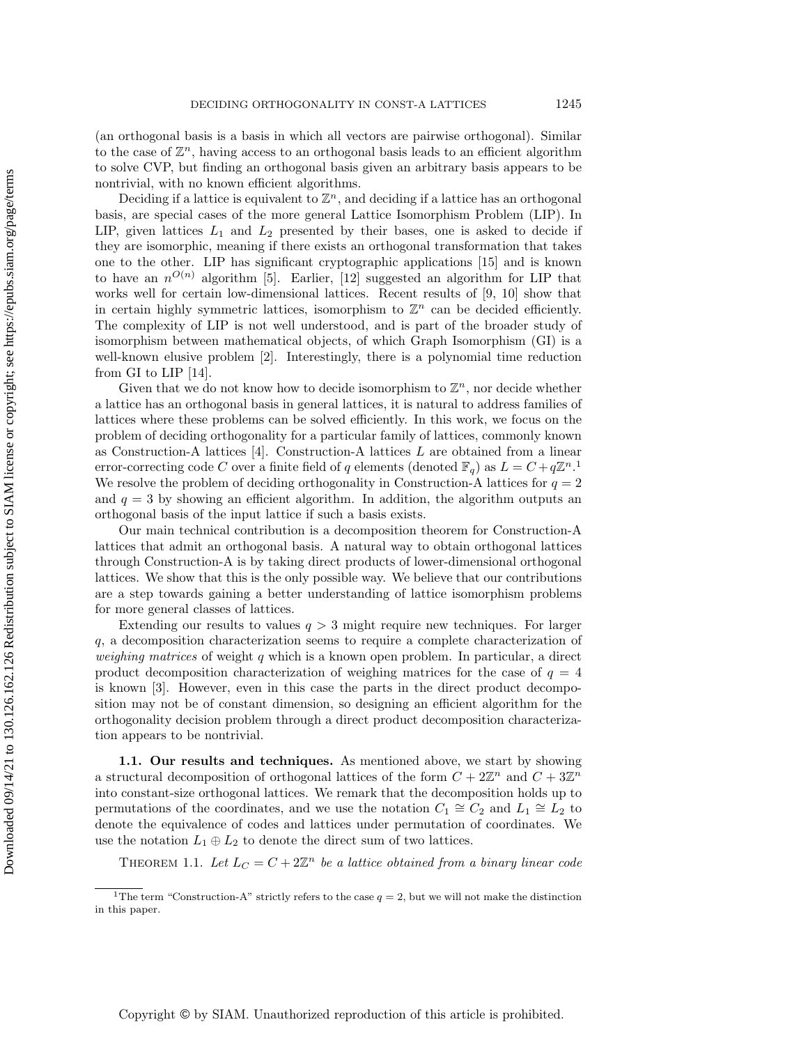(an orthogonal basis is a basis in which all vectors are pairwise orthogonal). Similar to the case of $\mathbb{Z}^n$, having access to an orthogonal basis leads to an efficient algorithm to solve CVP, but finding an orthogonal basis given an arbitrary basis appears to be nontrivial, with no known efficient algorithms.

Deciding if a lattice is equivalent to $\mathbb{Z}^n$, and deciding if a lattice has an orthogonal basis, are special cases of the more general Lattice Isomorphism Problem (LIP). In LIP, given lattices $L_1$ and $L_2$ presented by their bases, one is asked to decide if they are isomorphic, meaning if there exists an orthogonal transformation that takes one to the other. LIP has significant cryptographic applications [15] and is known to have an $n^{O(n)}$ algorithm [5]. Earlier, [12] suggested an algorithm for LIP that works well for certain low-dimensional lattices. Recent results of [9, 10] show that in certain highly symmetric lattices, isomorphism to $\mathbb{Z}^n$ can be decided efficiently. The complexity of LIP is not well understood, and is part of the broader study of isomorphism between mathematical objects, of which Graph Isomorphism (GI) is a well-known elusive problem [2]. Interestingly, there is a polynomial time reduction from GI to LIP [14].

Given that we do not know how to decide isomorphism to $\mathbb{Z}^n$, nor decide whether a lattice has an orthogonal basis in general lattices, it is natural to address families of lattices where these problems can be solved efficiently. In this work, we focus on the problem of deciding orthogonality for a particular family of lattices, commonly known as Construction-A lattices [4]. Construction-A lattices $L$ are obtained from a linear error-correcting code $C$ over a finite field of $q$ elements (denoted $\mathbb{F}_q$) as $L = C + q\mathbb{Z}^n$.[1] We resolve the problem of deciding orthogonality in Construction-A lattices for $q = 2$ and $q = 3$ by showing an efficient algorithm. In addition, the algorithm outputs an orthogonal basis of the input lattice if such a basis exists.

Our main technical contribution is a decomposition theorem for Construction-A lattices that admit an orthogonal basis. A natural way to obtain orthogonal lattices through Construction-A is by taking direct products of lower-dimensional orthogonal lattices. We show that this is the only possible way. We believe that our contributions are a step towards gaining a better understanding of lattice isomorphism problems for more general classes of lattices.

Extending our results to values $q > 3$ might require new techniques. For larger $q$, a decomposition characterization seems to require a complete characterization of *weighing matrices* of weight $q$ which is a known open problem. In particular, a direct product decomposition characterization of weighing matrices for the case of $q = 4$ is known [3]. However, even in this case the parts in the direct product decomposition may not be of constant dimension, so designing an efficient algorithm for the orthogonality decision problem through a direct product decomposition characterization appears to be nontrivial.

### 1.1. Our results and techniques.

As mentioned above, we start by showing a structural decomposition of orthogonal lattices of the form $C + 2\mathbb{Z}^n$ and $C + 3\mathbb{Z}^n$ into constant-size orthogonal lattices. We remark that the decomposition holds up to permutations of the coordinates, and we use the notation $C_1 \cong C_2$ and $L_1 \cong L_2$ to denote the equivalence of codes and lattices under permutation of coordinates. We use the notation $L_1 \oplus L_2$ to denote the direct sum of two lattices.

THEOREM 1.1. *Let $L_C = C + 2\mathbb{Z}^n$ be a lattice obtained from a binary linear code*

[1] The term "Construction-A" strictly refers to the case $q = 2$, but we will not make the distinction in this paper.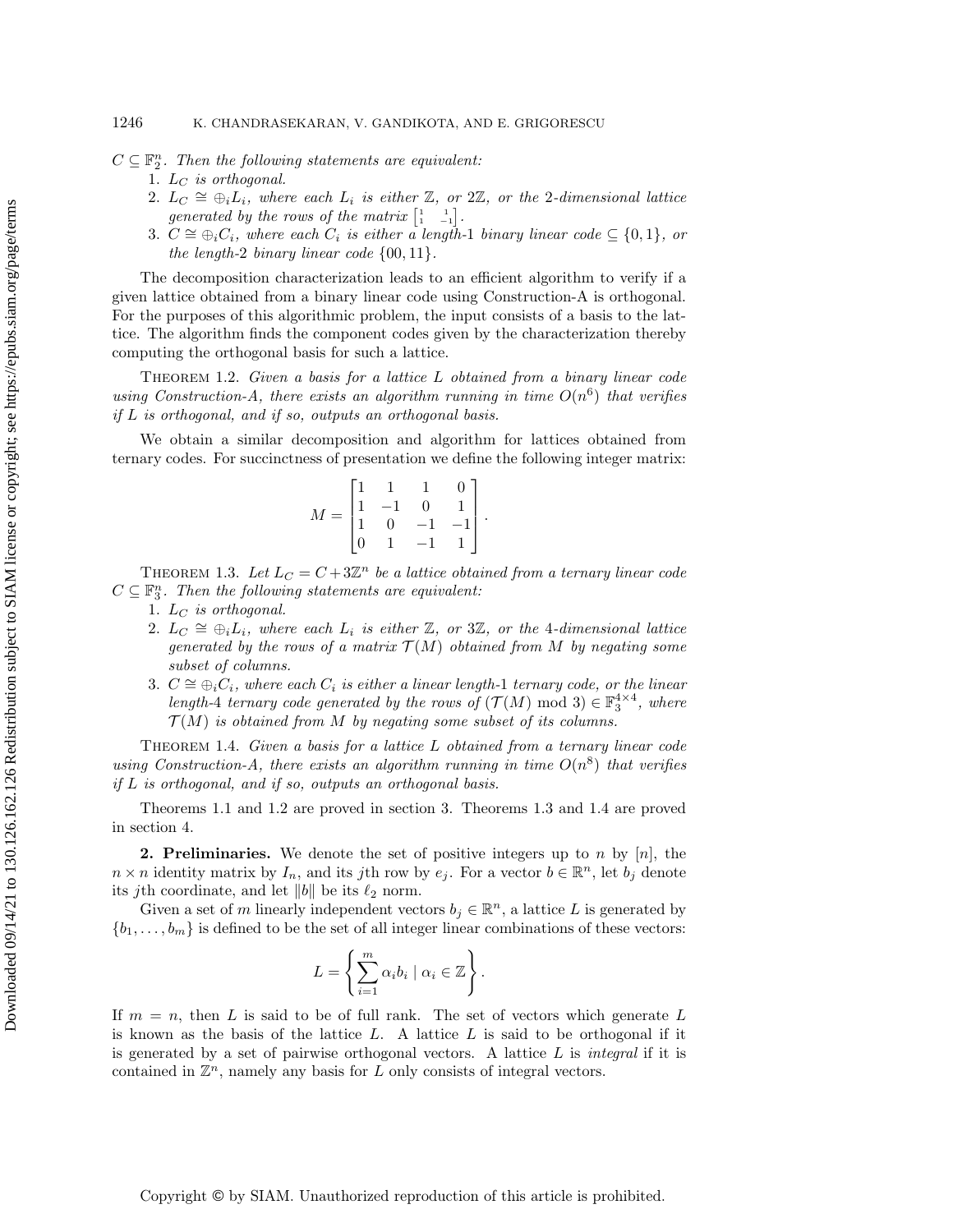$C \subseteq \mathbb{F}_2^n$. *Then the following statements are equivalent:*

1. $L_C$ *is orthogonal.*
2. $L_C \cong \oplus_i L_i$, *where each* $L_i$ *is either* $\mathbb{Z}$, *or* $2\mathbb{Z}$, *or the* 2*-dimensional lattice generated by the rows of the matrix* $\left[\begin{smallmatrix}1 & 1\\ 1 & -1\end{smallmatrix}\right]$.
3. $C \cong \oplus_i C_i$, *where each* $C_i$ *is either a length-*1 *binary linear code* $\subseteq \{0,1\}$, *or the length-*2 *binary linear code* $\{00, 11\}$.

The decomposition characterization leads to an efficient algorithm to verify if a given lattice obtained from a binary linear code using Construction-A is orthogonal. For the purposes of this algorithmic problem, the input consists of a basis to the lattice. The algorithm finds the component codes given by the characterization thereby computing the orthogonal basis for such a lattice.

THEOREM 1.2. *Given a basis for a lattice* $L$ *obtained from a binary linear code using Construction-A, there exists an algorithm running in time* $O(n^6)$ *that verifies if* $L$ *is orthogonal, and if so, outputs an orthogonal basis.*

We obtain a similar decomposition and algorithm for lattices obtained from ternary codes. For succinctness of presentation we define the following integer matrix:

$$M = \begin{bmatrix} 1 & 1 & 1 & 0 \\ 1 & -1 & 0 & 1 \\ 1 & 0 & -1 & -1 \\ 0 & 1 & -1 & 1 \end{bmatrix}.$$

THEOREM 1.3. *Let* $L_C = C + 3\mathbb{Z}^n$ *be a lattice obtained from a ternary linear code* $C \subseteq \mathbb{F}_3^n$. *Then the following statements are equivalent:*

1. $L_C$ *is orthogonal.*
2. $L_C \cong \oplus_i L_i$, *where each* $L_i$ *is either* $\mathbb{Z}$, *or* $3\mathbb{Z}$, *or the* 4*-dimensional lattice generated by the rows of a matrix* $\mathcal{T}(M)$ *obtained from* $M$ *by negating some subset of columns.*
3. $C \cong \oplus_i C_i$, *where each* $C_i$ *is either a linear length-*1 *ternary code, or the linear length-*4 *ternary code generated by the rows of* $(\mathcal{T}(M) \bmod 3) \in \mathbb{F}_3^{4\times 4}$, *where* $\mathcal{T}(M)$ *is obtained from* $M$ *by negating some subset of its columns.*

THEOREM 1.4. *Given a basis for a lattice* $L$ *obtained from a ternary linear code using Construction-A, there exists an algorithm running in time* $O(n^8)$ *that verifies if* $L$ *is orthogonal, and if so, outputs an orthogonal basis.*

Theorems 1.1 and 1.2 are proved in section 3. Theorems 1.3 and 1.4 are proved in section 4.

**2. Preliminaries.** We denote the set of positive integers up to $n$ by $[n]$, the $n \times n$ identity matrix by $I_n$, and its $j$th row by $e_j$. For a vector $b \in \mathbb{R}^n$, let $b_j$ denote its $j$th coordinate, and let $\|b\|$ be its $\ell_2$ norm.

Given a set of $m$ linearly independent vectors $b_j \in \mathbb{R}^n$, a lattice $L$ is generated by $\{b_1, \ldots, b_m\}$ is defined to be the set of all integer linear combinations of these vectors:

$$L = \left\{ \sum_{i=1}^{m} \alpha_i b_i \mid \alpha_i \in \mathbb{Z} \right\}.$$

If $m = n$, then $L$ is said to be of full rank. The set of vectors which generate $L$ is known as the basis of the lattice $L$. A lattice $L$ is said to be orthogonal if it is generated by a set of pairwise orthogonal vectors. A lattice $L$ is *integral* if it is contained in $\mathbb{Z}^n$, namely any basis for $L$ only consists of integral vectors.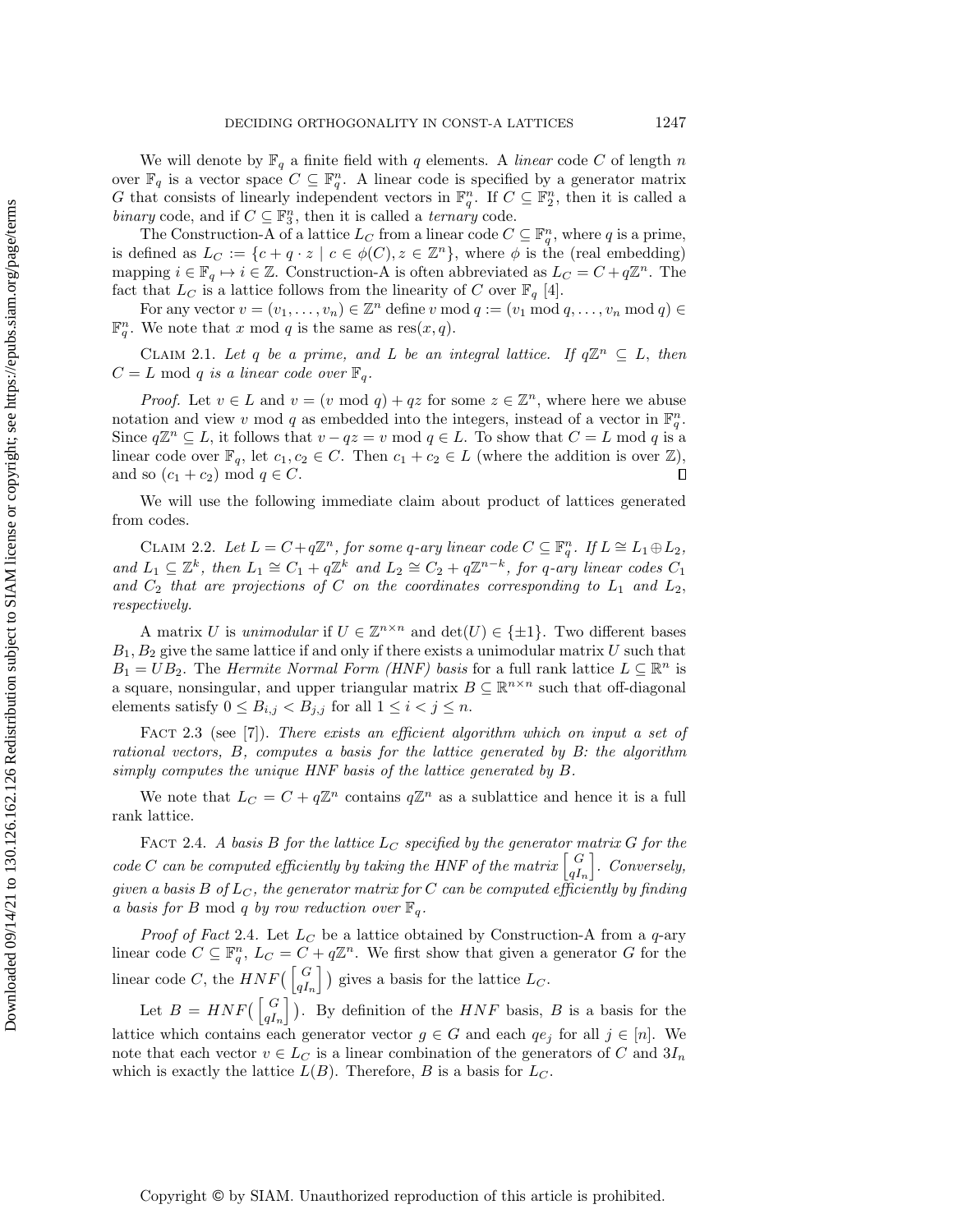We will denote by $\mathbb{F}_q$ a finite field with $q$ elements. A *linear* code $C$ of length $n$ over $\mathbb{F}_q$ is a vector space $C \subseteq \mathbb{F}_q^n$. A linear code is specified by a generator matrix $G$ that consists of linearly independent vectors in $\mathbb{F}_q^n$. If $C \subseteq \mathbb{F}_2^n$, then it is called a *binary* code, and if $C \subseteq \mathbb{F}_3^n$, then it is called a *ternary* code.

The Construction-A of a lattice $L_C$ from a linear code $C \subseteq \mathbb{F}_q^n$, where $q$ is a prime, is defined as $L_C := \{c + q \cdot z \mid c \in \phi(C), z \in \mathbb{Z}^n\}$, where $\phi$ is the (real embedding) mapping $i \in \mathbb{F}_q \mapsto i \in \mathbb{Z}$. Construction-A is often abbreviated as $L_C = C + q\mathbb{Z}^n$. The fact that $L_C$ is a lattice follows from the linearity of $C$ over $\mathbb{F}_q$ [4].

For any vector $v = (v_1, \ldots, v_n) \in \mathbb{Z}^n$ define $v \bmod q := (v_1 \bmod q, \ldots, v_n \bmod q) \in \mathbb{F}_q^n$. We note that $x \bmod q$ is the same as $\mathrm{res}(x, q)$.

Claim 2.1. *Let $q$ be a prime, and $L$ be an integral lattice. If $q\mathbb{Z}^n \subseteq L$, then $C = L \bmod q$ is a linear code over $\mathbb{F}_q$.*

*Proof.* Let $v \in L$ and $v = (v \bmod q) + qz$ for some $z \in \mathbb{Z}^n$, where here we abuse notation and view $v \bmod q$ as embedded into the integers, instead of a vector in $\mathbb{F}_q^n$. Since $q\mathbb{Z}^n \subseteq L$, it follows that $v - qz = v \bmod q \in L$. To show that $C = L \bmod q$ is a linear code over $\mathbb{F}_q$, let $c_1, c_2 \in C$. Then $c_1 + c_2 \in L$ (where the addition is over $\mathbb{Z}$), and so $(c_1 + c_2) \bmod q \in C$. ∎

We will use the following immediate claim about product of lattices generated from codes.

Claim 2.2. *Let $L = C + q\mathbb{Z}^n$, for some $q$-ary linear code $C \subseteq \mathbb{F}_q^n$. If $L \cong L_1 \oplus L_2$, and $L_1 \subseteq \mathbb{Z}^k$, then $L_1 \cong C_1 + q\mathbb{Z}^k$ and $L_2 \cong C_2 + q\mathbb{Z}^{n-k}$, for $q$-ary linear codes $C_1$ and $C_2$ that are projections of $C$ on the coordinates corresponding to $L_1$ and $L_2$, respectively.*

A matrix $U$ is *unimodular* if $U \in \mathbb{Z}^{n \times n}$ and $\det(U) \in \{\pm 1\}$. Two different bases $B_1, B_2$ give the same lattice if and only if there exists a unimodular matrix $U$ such that $B_1 = UB_2$. The *Hermite Normal Form (HNF) basis* for a full rank lattice $L \subseteq \mathbb{R}^n$ is a square, nonsingular, and upper triangular matrix $B \subseteq \mathbb{R}^{n \times n}$ such that off-diagonal elements satisfy $0 \le B_{i,j} < B_{j,j}$ for all $1 \le i < j \le n$.

Fact 2.3 (see [7]). *There exists an efficient algorithm which on input a set of rational vectors, $B$, computes a basis for the lattice generated by $B$: the algorithm simply computes the unique HNF basis of the lattice generated by $B$.*

We note that $L_C = C + q\mathbb{Z}^n$ contains $q\mathbb{Z}^n$ as a sublattice and hence it is a full rank lattice.

Fact 2.4. *A basis $B$ for the lattice $L_C$ specified by the generator matrix $G$ for the code $C$ can be computed efficiently by taking the HNF of the matrix $\begin{bmatrix} G \\ qI_n \end{bmatrix}$. Conversely, given a basis $B$ of $L_C$, the generator matrix for $C$ can be computed efficiently by finding a basis for $B \bmod q$ by row reduction over $\mathbb{F}_q$.*

*Proof of Fact* 2.4. Let $L_C$ be a lattice obtained by Construction-A from a $q$-ary linear code $C \subseteq \mathbb{F}_q^n$, $L_C = C + q\mathbb{Z}^n$. We first show that given a generator $G$ for the linear code $C$, the $HNF(\begin{bmatrix} G \\ qI_n \end{bmatrix})$ gives a basis for the lattice $L_C$.

Let $B = HNF(\begin{bmatrix} G \\ qI_n \end{bmatrix})$. By definition of the $HNF$ basis, $B$ is a basis for the lattice which contains each generator vector $g \in G$ and each $qe_j$ for all $j \in [n]$. We note that each vector $v \in L_C$ is a linear combination of the generators of $C$ and $3I_n$ which is exactly the lattice $L(B)$. Therefore, $B$ is a basis for $L_C$.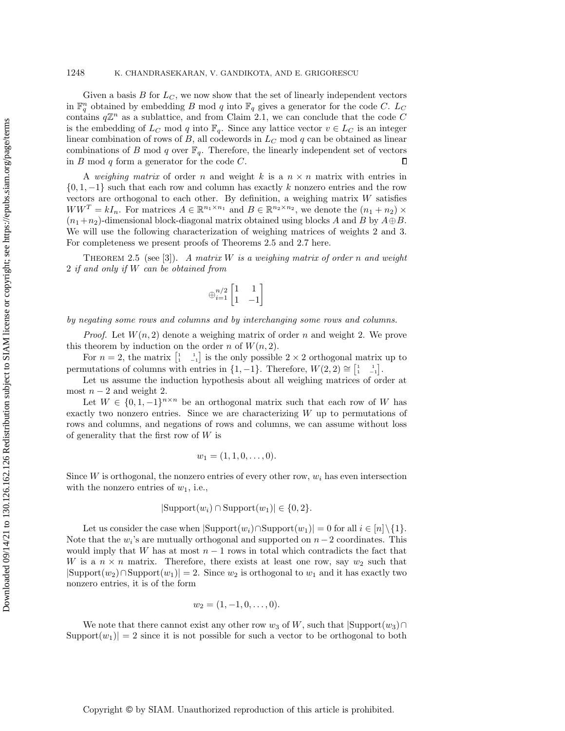Given a basis $B$ for $L_C$, we now show that the set of linearly independent vectors in $\mathbb{F}_q^n$ obtained by embedding $B$ mod $q$ into $\mathbb{F}_q$ gives a generator for the code $C$. $L_C$ contains $q\mathbb{Z}^n$ as a sublattice, and from Claim 2.1, we can conclude that the code $C$ is the embedding of $L_C$ mod $q$ into $\mathbb{F}_q$. Since any lattice vector $v \in L_C$ is an integer linear combination of rows of $B$, all codewords in $L_C$ mod $q$ can be obtained as linear combinations of $B$ mod $q$ over $\mathbb{F}_q$. Therefore, the linearly independent set of vectors in $B$ mod $q$ form a generator for the code $C$. $\square$

A *weighing matrix* of order $n$ and weight $k$ is a $n \times n$ matrix with entries in $\{0, 1, -1\}$ such that each row and column has exactly $k$ nonzero entries and the row vectors are orthogonal to each other. By definition, a weighing matrix $W$ satisfies $WW^T = kI_n$. For matrices $A \in \mathbb{R}^{n_1 \times n_1}$ and $B \in \mathbb{R}^{n_2 \times n_2}$, we denote the $(n_1 + n_2) \times (n_1 + n_2)$-dimensional block-diagonal matrix obtained using blocks $A$ and $B$ by $A \oplus B$. We will use the following characterization of weighing matrices of weights 2 and 3. For completeness we present proofs of Theorems 2.5 and 2.7 here.

THEOREM 2.5 (see [3]). *A matrix $W$ is a weighing matrix of order $n$ and weight 2 if and only if $W$ can be obtained from*

$$\oplus_{i=1}^{n/2} \begin{bmatrix} 1 & 1 \\ 1 & -1 \end{bmatrix}$$

*by negating some rows and columns and by interchanging some rows and columns.*

*Proof.* Let $W(n, 2)$ denote a weighing matrix of order $n$ and weight 2. We prove this theorem by induction on the order $n$ of $W(n, 2)$.

For $n = 2$, the matrix $\left[\begin{smallmatrix} 1 & 1 \\ 1 & -1 \end{smallmatrix}\right]$ is the only possible $2 \times 2$ orthogonal matrix up to permutations of columns with entries in $\{1, -1\}$. Therefore, $W(2, 2) \cong \left[\begin{smallmatrix} 1 & 1 \\ 1 & -1 \end{smallmatrix}\right]$.

Let us assume the induction hypothesis about all weighing matrices of order at most $n - 2$ and weight 2.

Let $W \in \{0, 1, -1\}^{n \times n}$ be an orthogonal matrix such that each row of $W$ has exactly two nonzero entries. Since we are characterizing $W$ up to permutations of rows and columns, and negations of rows and columns, we can assume without loss of generality that the first row of $W$ is

$$w_1 = (1, 1, 0, \ldots, 0).$$

Since $W$ is orthogonal, the nonzero entries of every other row, $w_i$ has even intersection with the nonzero entries of $w_1$, i.e.,

$$|\text{Support}(w_i) \cap \text{Support}(w_1)| \in \{0, 2\}.$$

Let us consider the case when $|\text{Support}(w_i) \cap \text{Support}(w_1)| = 0$ for all $i \in [n] \setminus \{1\}$. Note that the $w_i$'s are mutually orthogonal and supported on $n - 2$ coordinates. This would imply that $W$ has at most $n - 1$ rows in total which contradicts the fact that $W$ is a $n \times n$ matrix. Therefore, there exists at least one row, say $w_2$ such that $|\text{Support}(w_2) \cap \text{Support}(w_1)| = 2$. Since $w_2$ is orthogonal to $w_1$ and it has exactly two nonzero entries, it is of the form

$$w_2 = (1, -1, 0, \ldots, 0).$$

We note that there cannot exist any other row $w_3$ of $W$, such that $|\text{Support}(w_3) \cap \text{Support}(w_1)| = 2$ since it is not possible for such a vector to be orthogonal to both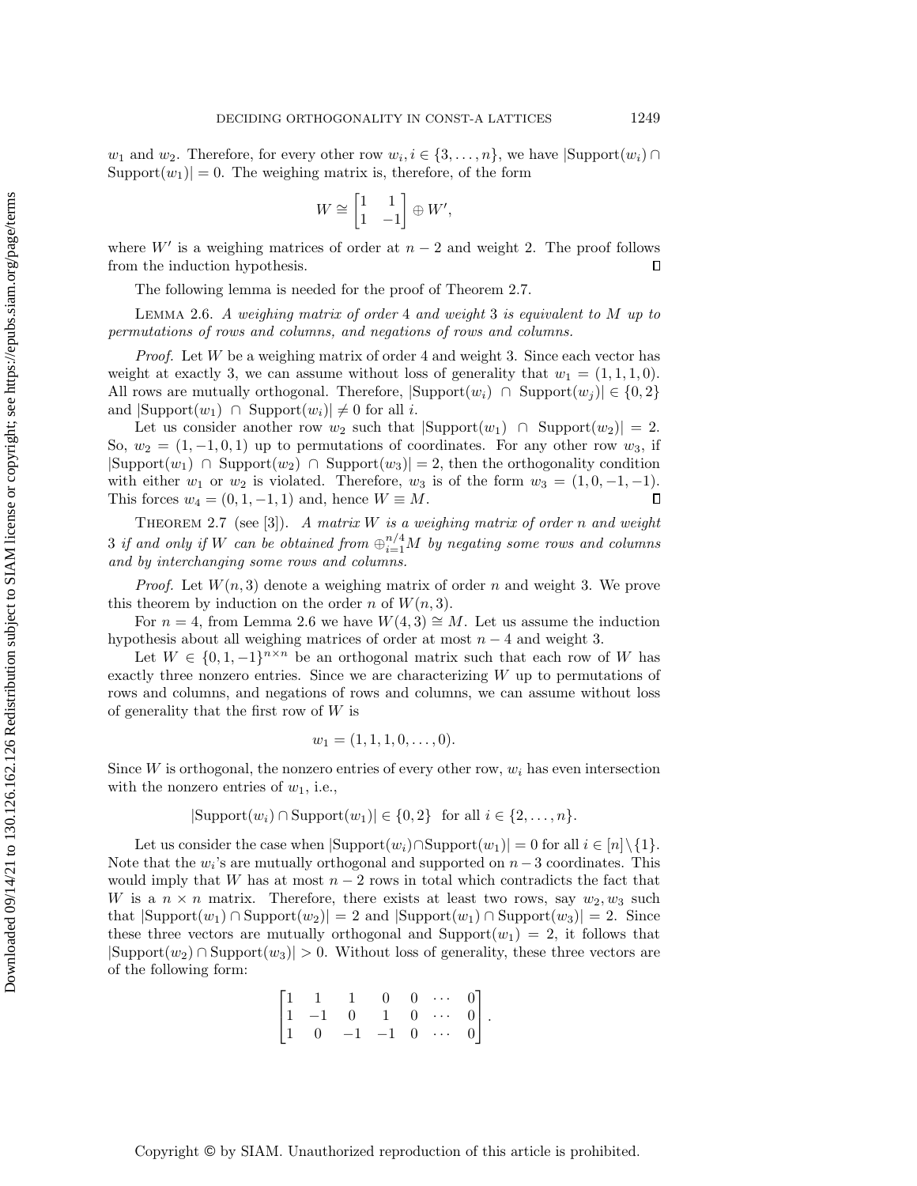$w_1$ and $w_2$. Therefore, for every other row $w_i, i \in \{3, \ldots, n\}$, we have $|\text{Support}(w_i) \cap \text{Support}(w_1)| = 0$. The weighing matrix is, therefore, of the form

$$W \cong \begin{bmatrix} 1 & 1 \\ 1 & -1 \end{bmatrix} \oplus W',$$

where $W'$ is a weighing matrices of order at $n-2$ and weight 2. The proof follows from the induction hypothesis. ∎

The following lemma is needed for the proof of Theorem 2.7.

**Lemma 2.6.** *A weighing matrix of order* 4 *and weight* 3 *is equivalent to* $M$ *up to permutations of rows and columns, and negations of rows and columns.*

*Proof.* Let $W$ be a weighing matrix of order 4 and weight 3. Since each vector has weight at exactly 3, we can assume without loss of generality that $w_1 = (1, 1, 1, 0)$. All rows are mutually orthogonal. Therefore, $|\text{Support}(w_i) \cap \text{Support}(w_j)| \in \{0, 2\}$ and $|\text{Support}(w_1) \cap \text{Support}(w_i)| \neq 0$ for all $i$.

Let us consider another row $w_2$ such that $|\text{Support}(w_1) \cap \text{Support}(w_2)| = 2$. So, $w_2 = (1, -1, 0, 1)$ up to permutations of coordinates. For any other row $w_3$, if $|\text{Support}(w_1) \cap \text{Support}(w_2) \cap \text{Support}(w_3)| = 2$, then the orthogonality condition with either $w_1$ or $w_2$ is violated. Therefore, $w_3$ is of the form $w_3 = (1, 0, -1, -1)$. This forces $w_4 = (0, 1, -1, 1)$ and, hence $W \equiv M$. ∎

**Theorem 2.7** (see [3]). *A matrix* $W$ *is a weighing matrix of order* $n$ *and weight* 3 *if and only if* $W$ *can be obtained from* $\oplus_{i=1}^{n/4} M$ *by negating some rows and columns and by interchanging some rows and columns.*

*Proof.* Let $W(n, 3)$ denote a weighing matrix of order $n$ and weight 3. We prove this theorem by induction on the order $n$ of $W(n, 3)$.

For $n = 4$, from Lemma 2.6 we have $W(4, 3) \cong M$. Let us assume the induction hypothesis about all weighing matrices of order at most $n - 4$ and weight 3.

Let $W \in \{0, 1, -1\}^{n \times n}$ be an orthogonal matrix such that each row of $W$ has exactly three nonzero entries. Since we are characterizing $W$ up to permutations of rows and columns, and negations of rows and columns, we can assume without loss of generality that the first row of $W$ is

$$w_1 = (1, 1, 1, 0, \ldots, 0).$$

Since $W$ is orthogonal, the nonzero entries of every other row, $w_i$ has even intersection with the nonzero entries of $w_1$, i.e.,

$$|\text{Support}(w_i) \cap \text{Support}(w_1)| \in \{0, 2\} \quad \text{for all } i \in \{2, \ldots, n\}.$$

Let us consider the case when $|\text{Support}(w_i) \cap \text{Support}(w_1)| = 0$ for all $i \in [n] \setminus \{1\}$. Note that the $w_i$'s are mutually orthogonal and supported on $n-3$ coordinates. This would imply that $W$ has at most $n-2$ rows in total which contradicts the fact that $W$ is a $n \times n$ matrix. Therefore, there exists at least two rows, say $w_2, w_3$ such that $|\text{Support}(w_1) \cap \text{Support}(w_2)| = 2$ and $|\text{Support}(w_1) \cap \text{Support}(w_3)| = 2$. Since these three vectors are mutually orthogonal and $\text{Support}(w_1) = 2$, it follows that $|\text{Support}(w_2) \cap \text{Support}(w_3)| > 0$. Without loss of generality, these three vectors are of the following form:

$$\begin{bmatrix} 1 & 1 & 1 & 0 & 0 & \cdots & 0 \\ 1 & -1 & 0 & 1 & 0 & \cdots & 0 \\ 1 & 0 & -1 & -1 & 0 & \cdots & 0 \end{bmatrix}.$$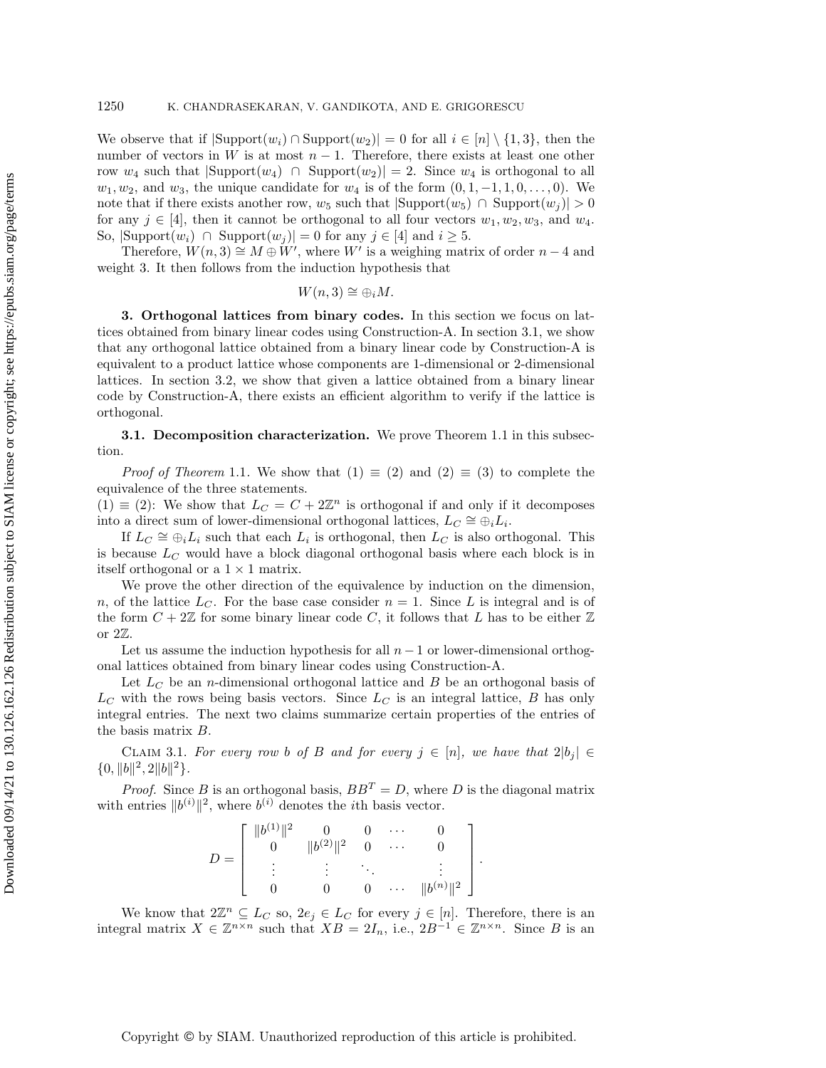We observe that if $|\text{Support}(w_i) \cap \text{Support}(w_2)| = 0$ for all $i \in [n] \setminus \{1, 3\}$, then the number of vectors in $W$ is at most $n - 1$. Therefore, there exists at least one other row $w_4$ such that $|\text{Support}(w_4) \cap \text{Support}(w_2)| = 2$. Since $w_4$ is orthogonal to all $w_1, w_2$, and $w_3$, the unique candidate for $w_4$ is of the form $(0, 1, -1, 1, 0, \ldots, 0)$. We note that if there exists another row, $w_5$ such that $|\text{Support}(w_5) \cap \text{Support}(w_j)| > 0$ for any $j \in [4]$, then it cannot be orthogonal to all four vectors $w_1, w_2, w_3$, and $w_4$. So, $|\text{Support}(w_i) \cap \text{Support}(w_j)| = 0$ for any $j \in [4]$ and $i \geq 5$.

Therefore, $W(n, 3) \cong M \oplus W'$, where $W'$ is a weighing matrix of order $n - 4$ and weight 3. It then follows from the induction hypothesis that

$$W(n, 3) \cong \oplus_i M.$$

## 3. Orthogonal lattices from binary codes.

In this section we focus on lattices obtained from binary linear codes using Construction-A. In section 3.1, we show that any orthogonal lattice obtained from a binary linear code by Construction-A is equivalent to a product lattice whose components are 1-dimensional or 2-dimensional lattices. In section 3.2, we show that given a lattice obtained from a binary linear code by Construction-A, there exists an efficient algorithm to verify if the lattice is orthogonal.

### 3.1. Decomposition characterization.

We prove Theorem 1.1 in this subsection.

*Proof of Theorem* 1.1. We show that (1) $\equiv$ (2) and (2) $\equiv$ (3) to complete the equivalence of the three statements.

(1) $\equiv$ (2): We show that $L_C = C + 2\mathbb{Z}^n$ is orthogonal if and only if it decomposes into a direct sum of lower-dimensional orthogonal lattices, $L_C \cong \oplus_i L_i$.

If $L_C \cong \oplus_i L_i$ such that each $L_i$ is orthogonal, then $L_C$ is also orthogonal. This is because $L_C$ would have a block diagonal orthogonal basis where each block is in itself orthogonal or a $1 \times 1$ matrix.

We prove the other direction of the equivalence by induction on the dimension, $n$, of the lattice $L_C$. For the base case consider $n = 1$. Since $L$ is integral and is of the form $C + 2\mathbb{Z}$ for some binary linear code $C$, it follows that $L$ has to be either $\mathbb{Z}$ or $2\mathbb{Z}$.

Let us assume the induction hypothesis for all $n - 1$ or lower-dimensional orthogonal lattices obtained from binary linear codes using Construction-A.

Let $L_C$ be an $n$-dimensional orthogonal lattice and $B$ be an orthogonal basis of $L_C$ with the rows being basis vectors. Since $L_C$ is an integral lattice, $B$ has only integral entries. The next two claims summarize certain properties of the entries of the basis matrix $B$.

Claim 3.1. *For every row $b$ of $B$ and for every $j \in [n]$, we have that $2|b_j| \in \{0, \|b\|^2, 2\|b\|^2\}$.*

*Proof.* Since $B$ is an orthogonal basis, $BB^T = D$, where $D$ is the diagonal matrix with entries $\|b^{(i)}\|^2$, where $b^{(i)}$ denotes the $i$th basis vector.

$$D = \begin{bmatrix} \|b^{(1)}\|^2 & 0 & 0 & \cdots & 0 \\ 0 & \|b^{(2)}\|^2 & 0 & \cdots & 0 \\ \vdots & \vdots & \ddots & & \vdots \\ 0 & 0 & 0 & \cdots & \|b^{(n)}\|^2 \end{bmatrix}.$$

We know that $2\mathbb{Z}^n \subseteq L_C$ so, $2e_j \in L_C$ for every $j \in [n]$. Therefore, there is an integral matrix $X \in \mathbb{Z}^{n \times n}$ such that $XB = 2I_n$, i.e., $2B^{-1} \in \mathbb{Z}^{n \times n}$. Since $B$ is an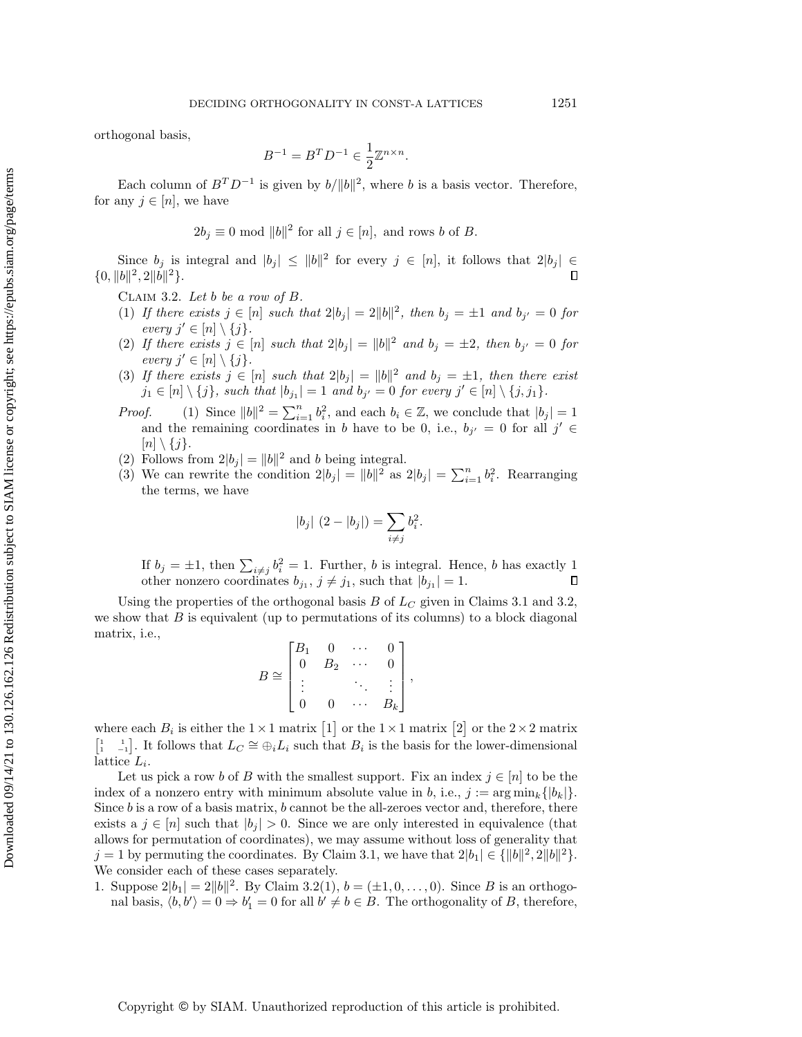orthogonal basis,

$$B^{-1} = B^T D^{-1} \in \frac{1}{2}\mathbb{Z}^{n \times n}.$$

Each column of $B^T D^{-1}$ is given by $b/\|b\|^2$, where $b$ is a basis vector. Therefore, for any $j \in [n]$, we have

$$2b_j \equiv 0 \bmod \|b\|^2 \text{ for all } j \in [n], \text{ and rows } b \text{ of } B.$$

Since $b_j$ is integral and $|b_j| \leq \|b\|^2$ for every $j \in [n]$, it follows that $2|b_j| \in \{0, \|b\|^2, 2\|b\|^2\}$. ∎

Claim 3.2. *Let $b$ be a row of $B$.*

(1) *If there exists $j \in [n]$ such that $2|b_j| = 2\|b\|^2$, then $b_j = \pm 1$ and $b_{j'} = 0$ for every $j' \in [n] \setminus \{j\}$.*
(2) *If there exists $j \in [n]$ such that $2|b_j| = \|b\|^2$ and $b_j = \pm 2$, then $b_{j'} = 0$ for every $j' \in [n] \setminus \{j\}$.*
(3) *If there exists $j \in [n]$ such that $2|b_j| = \|b\|^2$ and $b_j = \pm 1$, then there exist $j_1 \in [n] \setminus \{j\}$, such that $|b_{j_1}| = 1$ and $b_{j'} = 0$ for every $j' \in [n] \setminus \{j, j_1\}$.*

*Proof.* (1) Since $\|b\|^2 = \sum_{i=1}^n b_i^2$, and each $b_i \in \mathbb{Z}$, we conclude that $|b_j| = 1$ and the remaining coordinates in $b$ have to be 0, i.e., $b_{j'} = 0$ for all $j' \in [n] \setminus \{j\}$.
(2) Follows from $2|b_j| = \|b\|^2$ and $b$ being integral.
(3) We can rewrite the condition $2|b_j| = \|b\|^2$ as $2|b_j| = \sum_{i=1}^n b_i^2$. Rearranging the terms, we have

$$|b_j| \; (2 - |b_j|) = \sum_{i \neq j} b_i^2.$$

If $b_j = \pm 1$, then $\sum_{i \neq j} b_i^2 = 1$. Further, $b$ is integral. Hence, $b$ has exactly 1 other nonzero coordinates $b_{j_1}$, $j \neq j_1$, such that $|b_{j_1}| = 1$. ∎

Using the properties of the orthogonal basis $B$ of $L_C$ given in Claims 3.1 and 3.2, we show that $B$ is equivalent (up to permutations of its columns) to a block diagonal matrix, i.e.,

$$B \cong \begin{bmatrix} B_1 & 0 & \cdots & 0 \\ 0 & B_2 & \cdots & 0 \\ \vdots & & \ddots & \vdots \\ 0 & 0 & \cdots & B_k \end{bmatrix},$$

where each $B_i$ is either the $1 \times 1$ matrix $\begin{bmatrix} 1 \end{bmatrix}$ or the $1 \times 1$ matrix $\begin{bmatrix} 2 \end{bmatrix}$ or the $2 \times 2$ matrix $\begin{bmatrix} 1 & 1 \\ 1 & -1 \end{bmatrix}$. It follows that $L_C \cong \oplus_i L_i$ such that $B_i$ is the basis for the lower-dimensional lattice $L_i$.

Let us pick a row $b$ of $B$ with the smallest support. Fix an index $j \in [n]$ to be the index of a nonzero entry with minimum absolute value in $b$, i.e., $j := \arg\min_k\{|b_k|\}$. Since $b$ is a row of a basis matrix, $b$ cannot be the all-zeroes vector and, therefore, there exists a $j \in [n]$ such that $|b_j| > 0$. Since we are only interested in equivalence (that allows for permutation of coordinates), we may assume without loss of generality that $j = 1$ by permuting the coordinates. By Claim 3.1, we have that $2|b_1| \in \{\|b\|^2, 2\|b\|^2\}$. We consider each of these cases separately.

1. Suppose $2|b_1| = 2\|b\|^2$. By Claim 3.2(1), $b = (\pm 1, 0, \ldots, 0)$. Since $B$ is an orthogonal basis, $\langle b, b' \rangle = 0 \Rightarrow b'_1 = 0$ for all $b' \neq b \in B$. The orthogonality of $B$, therefore,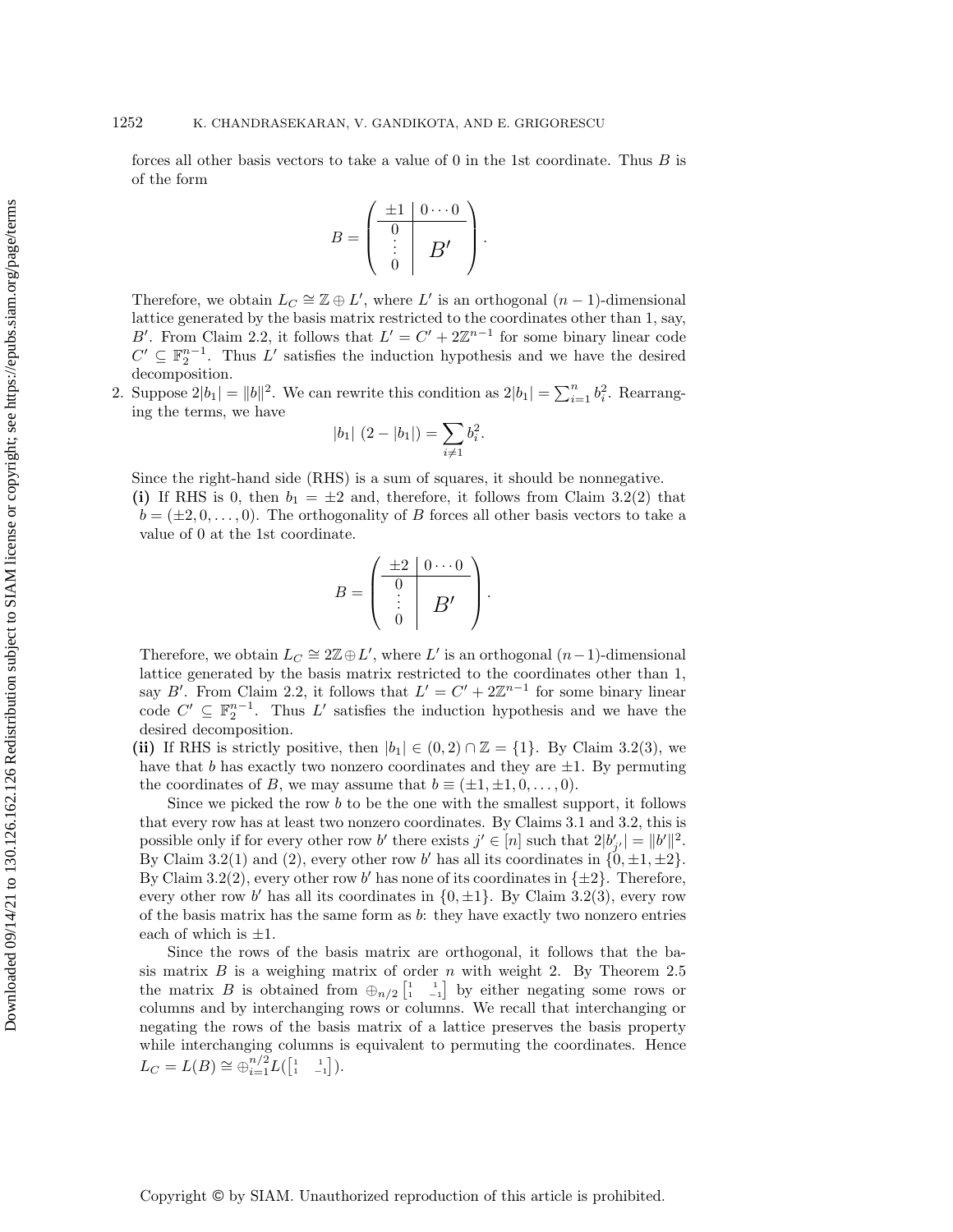forces all other basis vectors to take a value of 0 in the 1st coordinate. Thus $B$ is of the form

$$B = \left(\begin{array}{c|c} \pm 1 & 0 \cdots 0 \\ \hline 0 & \\ \vdots & B' \\ 0 & \end{array}\right).$$

Therefore, we obtain $L_C \cong \mathbb{Z} \oplus L'$, where $L'$ is an orthogonal $(n-1)$-dimensional lattice generated by the basis matrix restricted to the coordinates other than 1, say, $B'$. From Claim 2.2, it follows that $L' = C' + 2\mathbb{Z}^{n-1}$ for some binary linear code $C' \subseteq \mathbb{F}_2^{n-1}$. Thus $L'$ satisfies the induction hypothesis and we have the desired decomposition.

2. Suppose $2|b_1| = \|b\|^2$. We can rewrite this condition as $2|b_1| = \sum_{i=1}^{n} b_i^2$. Rearranging the terms, we have

$$|b_1| \; (2 - |b_1|) = \sum_{i \neq 1} b_i^2.$$

Since the right-hand side (RHS) is a sum of squares, it should be nonnegative.

**(i)** If RHS is 0, then $b_1 = \pm 2$ and, therefore, it follows from Claim 3.2(2) that $b = (\pm 2, 0, \ldots, 0)$. The orthogonality of $B$ forces all other basis vectors to take a value of 0 at the 1st coordinate.

$$B = \left(\begin{array}{c|c} \pm 2 & 0 \cdots 0 \\ \hline 0 & \\ \vdots & B' \\ 0 & \end{array}\right).$$

Therefore, we obtain $L_C \cong 2\mathbb{Z} \oplus L'$, where $L'$ is an orthogonal $(n-1)$-dimensional lattice generated by the basis matrix restricted to the coordinates other than 1, say $B'$. From Claim 2.2, it follows that $L' = C' + 2\mathbb{Z}^{n-1}$ for some binary linear code $C' \subseteq \mathbb{F}_2^{n-1}$. Thus $L'$ satisfies the induction hypothesis and we have the desired decomposition.

**(ii)** If RHS is strictly positive, then $|b_1| \in (0, 2) \cap \mathbb{Z} = \{1\}$. By Claim 3.2(3), we have that $b$ has exactly two nonzero coordinates and they are $\pm 1$. By permuting the coordinates of $B$, we may assume that $b \equiv (\pm 1, \pm 1, 0, \ldots, 0)$.

Since we picked the row $b$ to be the one with the smallest support, it follows that every row has at least two nonzero coordinates. By Claims 3.1 and 3.2, this is possible only if for every other row $b'$ there exists $j' \in [n]$ such that $2|b'_{j'}| = \|b'\|^2$. By Claim 3.2(1) and (2), every other row $b'$ has all its coordinates in $\{0, \pm 1, \pm 2\}$. By Claim 3.2(2), every other row $b'$ has none of its coordinates in $\{\pm 2\}$. Therefore, every other row $b'$ has all its coordinates in $\{0, \pm 1\}$. By Claim 3.2(3), every row of the basis matrix has the same form as $b$: they have exactly two nonzero entries each of which is $\pm 1$.

Since the rows of the basis matrix are orthogonal, it follows that the basis matrix $B$ is a weighing matrix of order $n$ with weight 2. By Theorem 2.5 the matrix $B$ is obtained from $\oplus_{n/2} \left[\begin{smallmatrix} 1 & 1 \\ 1 & -1 \end{smallmatrix}\right]$ by either negating some rows or columns and by interchanging rows or columns. We recall that interchanging or negating the rows of the basis matrix of a lattice preserves the basis property while interchanging columns is equivalent to permuting the coordinates. Hence $L_C = L(B) \cong \oplus_{i=1}^{n/2} L(\left[\begin{smallmatrix} 1 & 1 \\ 1 & -1 \end{smallmatrix}\right])$.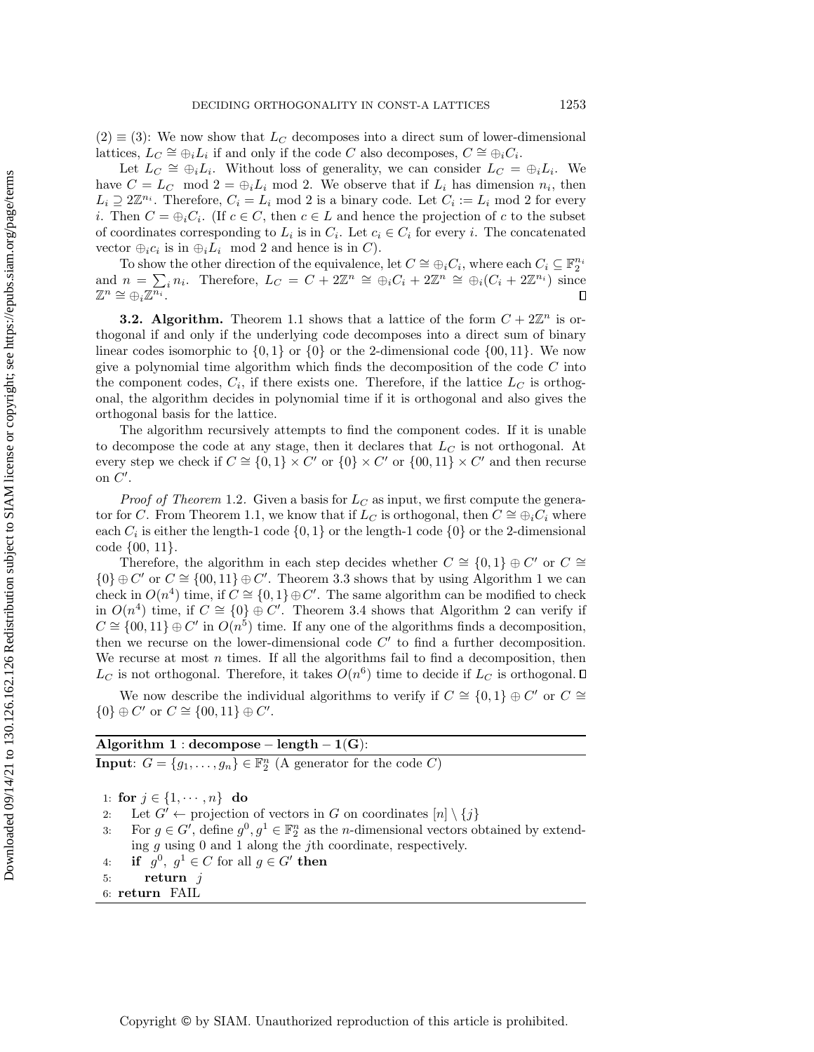$(2) \equiv (3)$: We now show that $L_C$ decomposes into a direct sum of lower-dimensional lattices, $L_C \cong \oplus_i L_i$ if and only if the code $C$ also decomposes, $C \cong \oplus_i C_i$.

Let $L_C \cong \oplus_i L_i$. Without loss of generality, we can consider $L_C = \oplus_i L_i$. We have $C = L_C \mod 2 = \oplus_i L_i \mod 2$. We observe that if $L_i$ has dimension $n_i$, then $L_i \supseteq 2\mathbb{Z}^{n_i}$. Therefore, $C_i = L_i \mod 2$ is a binary code. Let $C_i := L_i \mod 2$ for every $i$. Then $C = \oplus_i C_i$. (If $c \in C$, then $c \in L$ and hence the projection of $c$ to the subset of coordinates corresponding to $L_i$ is in $C_i$. Let $c_i \in C_i$ for every $i$. The concatenated vector $\oplus_i c_i$ is in $\oplus_i L_i \mod 2$ and hence is in $C$).

To show the other direction of the equivalence, let $C \cong \oplus_i C_i$, where each $C_i \subseteq \mathbb{F}_2^{n_i}$ and $n = \sum_i n_i$. Therefore, $L_C = C + 2\mathbb{Z}^n \cong \oplus_i C_i + 2\mathbb{Z}^n \cong \oplus_i (C_i + 2\mathbb{Z}^{n_i})$ since $\mathbb{Z}^n \cong \oplus_i \mathbb{Z}^{n_i}$. ∎

**3.2. Algorithm.** Theorem 1.1 shows that a lattice of the form $C + 2\mathbb{Z}^n$ is orthogonal if and only if the underlying code decomposes into a direct sum of binary linear codes isomorphic to $\{0, 1\}$ or $\{0\}$ or the 2-dimensional code $\{00, 11\}$. We now give a polynomial time algorithm which finds the decomposition of the code $C$ into the component codes, $C_i$, if there exists one. Therefore, if the lattice $L_C$ is orthogonal, the algorithm decides in polynomial time if it is orthogonal and also gives the orthogonal basis for the lattice.

The algorithm recursively attempts to find the component codes. If it is unable to decompose the code at any stage, then it declares that $L_C$ is not orthogonal. At every step we check if $C \cong \{0, 1\} \times C'$ or $\{0\} \times C'$ or $\{00, 11\} \times C'$ and then recurse on $C'$.

*Proof of Theorem* 1.2. Given a basis for $L_C$ as input, we first compute the generator for $C$. From Theorem 1.1, we know that if $L_C$ is orthogonal, then $C \cong \oplus_i C_i$ where each $C_i$ is either the length-1 code $\{0, 1\}$ or the length-1 code $\{0\}$ or the 2-dimensional code $\{00, 11\}$.

Therefore, the algorithm in each step decides whether $C \cong \{0, 1\} \oplus C'$ or $C \cong \{0\} \oplus C'$ or $C \cong \{00, 11\} \oplus C'$. Theorem 3.3 shows that by using Algorithm 1 we can check in $O(n^4)$ time, if $C \cong \{0, 1\} \oplus C'$. The same algorithm can be modified to check in $O(n^4)$ time, if $C \cong \{0\} \oplus C'$. Theorem 3.4 shows that Algorithm 2 can verify if $C \cong \{00, 11\} \oplus C'$ in $O(n^5)$ time. If any one of the algorithms finds a decomposition, then we recurse on the lower-dimensional code $C'$ to find a further decomposition. We recurse at most $n$ times. If all the algorithms fail to find a decomposition, then $L_C$ is not orthogonal. Therefore, it takes $O(n^6)$ time to decide if $L_C$ is orthogonal. ∎

We now describe the individual algorithms to verify if $C \cong \{0, 1\} \oplus C'$ or $C \cong \{0\} \oplus C'$ or $C \cong \{00, 11\} \oplus C'$.

**Algorithm 1 : decompose − length − 1(G):**

**Input**: $G = \{g_1, \ldots, g_n\} \in \mathbb{F}_2^n$ (A generator for the code $C$)

```
1: for j ∈ {1, ⋯ , n} do
2:     Let G' ← projection of vectors in G on coordinates [n] \ {j}
3:     For g ∈ G', define g^0, g^1 ∈ F_2^n as the n-dimensional vectors obtained by extending g using 0 and 1 along the jth coordinate, respectively.
4:     if g^0, g^1 ∈ C for all g ∈ G' then
5:         return j
6: return FAIL
```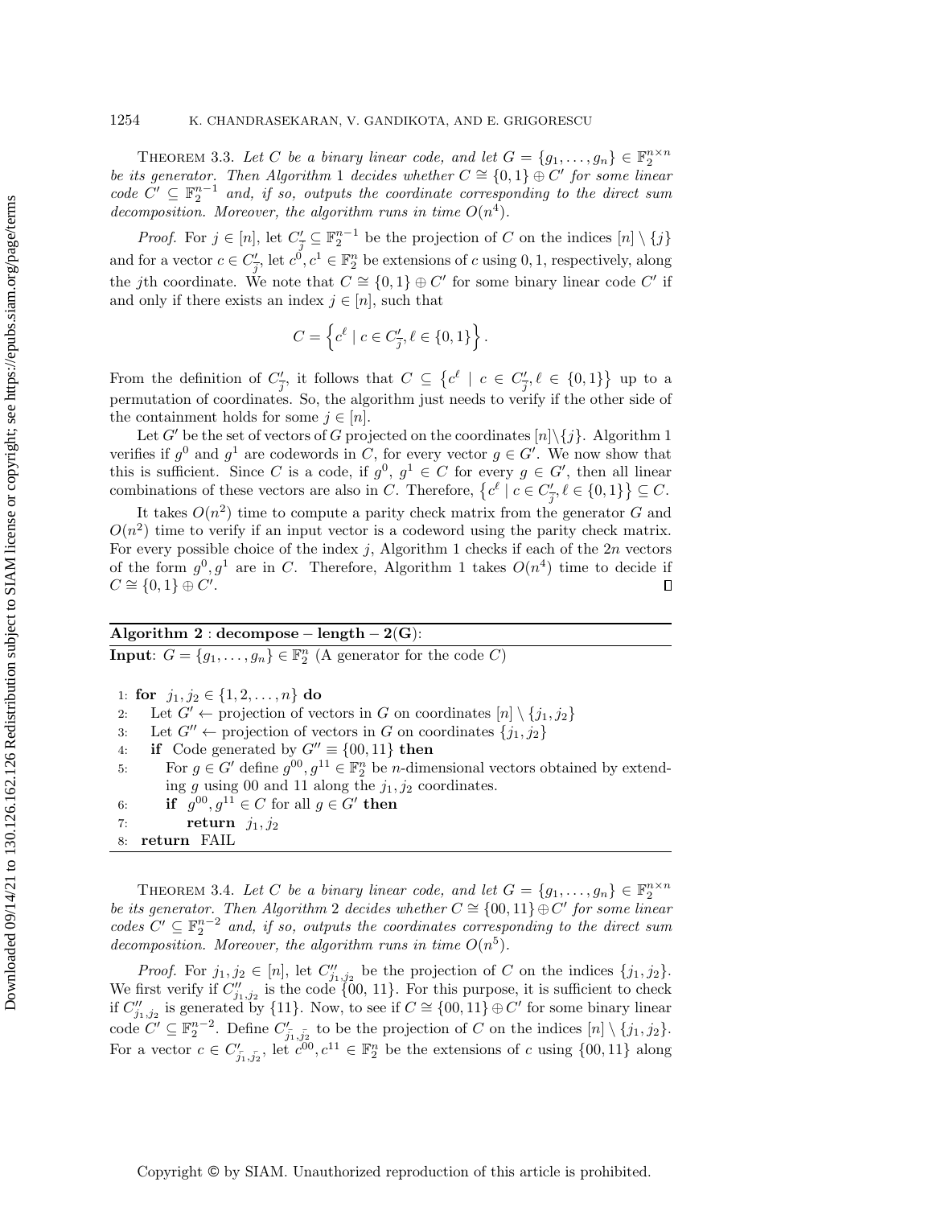THEOREM 3.3. *Let $C$ be a binary linear code, and let $G = \{g_1, \ldots, g_n\} \in \mathbb{F}_2^{n\times n}$ be its generator. Then Algorithm 1 decides whether $C \cong \{0,1\} \oplus C'$ for some linear code $C' \subseteq \mathbb{F}_2^{n-1}$ and, if so, outputs the coordinate corresponding to the direct sum decomposition. Moreover, the algorithm runs in time $O(n^4)$.*

*Proof.* For $j \in [n]$, let $C'_{\bar{j}} \subseteq \mathbb{F}_2^{n-1}$ be the projection of $C$ on the indices $[n] \setminus \{j\}$ and for a vector $c \in C'_{\bar{j}}$, let $c^0, c^1 \in \mathbb{F}_2^n$ be extensions of $c$ using $0, 1$, respectively, along the $j$th coordinate. We note that $C \cong \{0,1\} \oplus C'$ for some binary linear code $C'$ if and only if there exists an index $j \in [n]$, such that

$$C = \left\{ c^\ell \mid c \in C'_{\bar{j}}, \ell \in \{0,1\} \right\}.$$

From the definition of $C'_{\bar{j}}$, it follows that $C \subseteq \left\{ c^\ell \mid c \in C'_{\bar{j}}, \ell \in \{0,1\} \right\}$ up to a permutation of coordinates. So, the algorithm just needs to verify if the other side of the containment holds for some $j \in [n]$.

Let $G'$ be the set of vectors of $G$ projected on the coordinates $[n]\setminus\{j\}$. Algorithm 1 verifies if $g^0$ and $g^1$ are codewords in $C$, for every vector $g \in G'$. We now show that this is sufficient. Since $C$ is a code, if $g^0, g^1 \in C$ for every $g \in G'$, then all linear combinations of these vectors are also in $C$. Therefore, $\left\{ c^\ell \mid c \in C'_{\bar{j}}, \ell \in \{0,1\} \right\} \subseteq C$.

It takes $O(n^2)$ time to compute a parity check matrix from the generator $G$ and $O(n^2)$ time to verify if an input vector is a codeword using the parity check matrix. For every possible choice of the index $j$, Algorithm 1 checks if each of the $2n$ vectors of the form $g^0, g^1$ are in $C$. Therefore, Algorithm 1 takes $O(n^4)$ time to decide if $C \cong \{0,1\} \oplus C'$. ∎

**Algorithm 2 : decompose − length − 2(G):**

**Input**: $G = \{g_1, \ldots, g_n\} \in \mathbb{F}_2^n$ (A generator for the code $C$)

```
1: for j1, j2 ∈ {1, 2, ..., n} do
2:    Let G' ← projection of vectors in G on coordinates [n] \ {j1, j2}
3:    Let G'' ← projection of vectors in G on coordinates {j1, j2}
4:    if Code generated by G'' ≡ {00, 11} then
5:       For g ∈ G' define g^00, g^11 ∈ F_2^n be n-dimensional vectors obtained by extend-
         ing g using 00 and 11 along the j1, j2 coordinates.
6:       if g^00, g^11 ∈ C for all g ∈ G' then
7:          return j1, j2
8: return FAIL
```

THEOREM 3.4. *Let $C$ be a binary linear code, and let $G = \{g_1, \ldots, g_n\} \in \mathbb{F}_2^{n\times n}$ be its generator. Then Algorithm 2 decides whether $C \cong \{00,11\} \oplus C'$ for some linear codes $C' \subseteq \mathbb{F}_2^{n-2}$ and, if so, outputs the coordinates corresponding to the direct sum decomposition. Moreover, the algorithm runs in time $O(n^5)$.*

*Proof.* For $j_1, j_2 \in [n]$, let $C''_{j_1,j_2}$ be the projection of $C$ on the indices $\{j_1, j_2\}$. We first verify if $C''_{j_1,j_2}$ is the code $\{00, 11\}$. For this purpose, it is sufficient to check if $C''_{j_1,j_2}$ is generated by $\{11\}$. Now, to see if $C \cong \{00,11\} \oplus C'$ for some binary linear code $C' \subseteq \mathbb{F}_2^{n-2}$. Define $C'_{\bar{j_1},\bar{j_2}}$ to be the projection of $C$ on the indices $[n] \setminus \{j_1, j_2\}$. For a vector $c \in C'_{\bar{j_1},\bar{j_2}}$, let $c^{00}, c^{11} \in \mathbb{F}_2^n$ be the extensions of $c$ using $\{00, 11\}$ along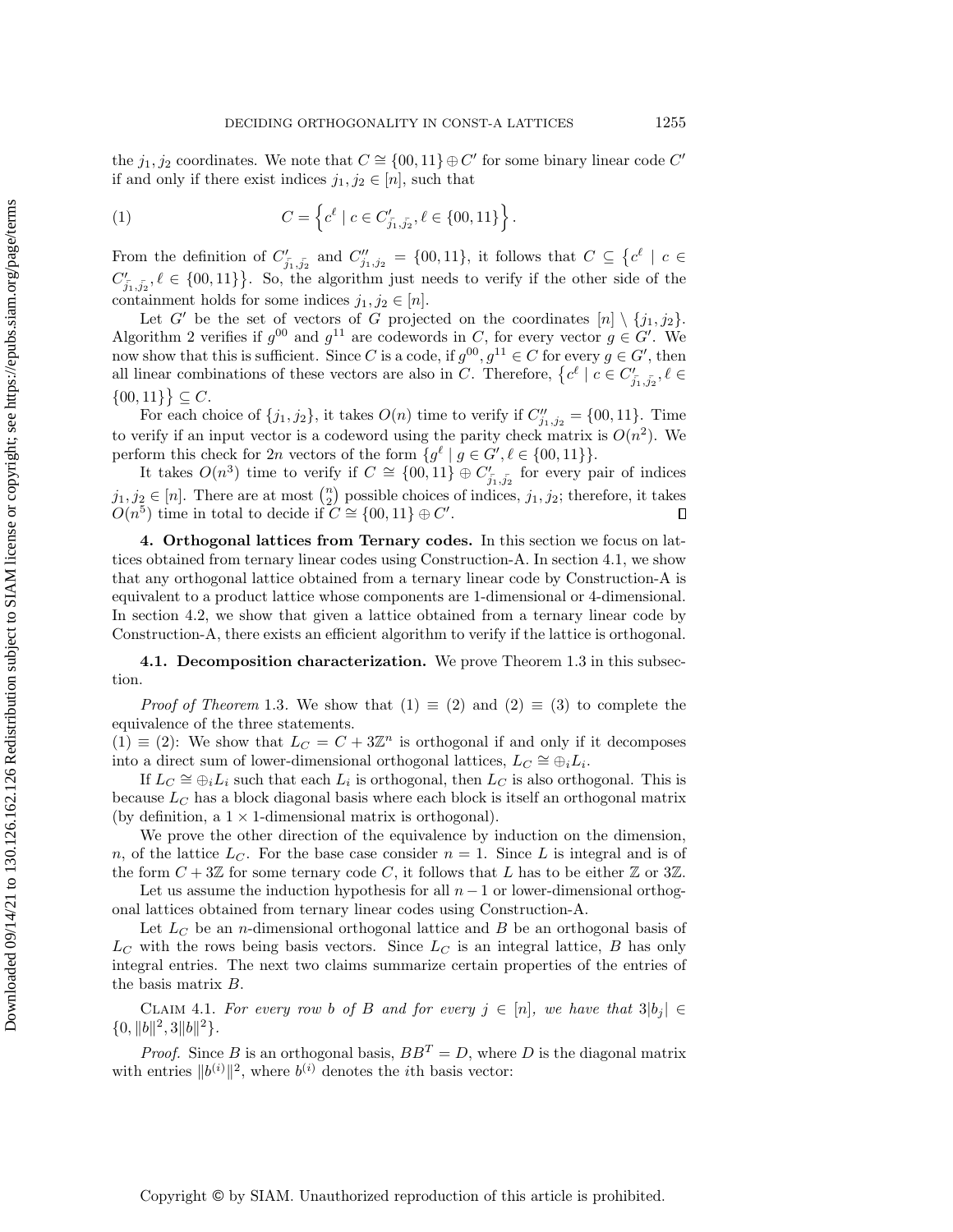the $j_1, j_2$ coordinates. We note that $C \cong \{00, 11\} \oplus C'$ for some binary linear code $C'$ if and only if there exist indices $j_1, j_2 \in [n]$, such that

$$C = \left\{ c^{\ell} \mid c \in C'_{\bar{j}_1, \bar{j}_2}, \ell \in \{00, 11\} \right\}. \tag{1}$$

From the definition of $C'_{\bar{j}_1, \bar{j}_2}$ and $C''_{j_1, j_2} = \{00, 11\}$, it follows that $C \subseteq \left\{ c^{\ell} \mid c \in C'_{\bar{j}_1, \bar{j}_2}, \ell \in \{00, 11\} \right\}$. So, the algorithm just needs to verify if the other side of the containment holds for some indices $j_1, j_2 \in [n]$.

Let $G'$ be the set of vectors of $G$ projected on the coordinates $[n] \setminus \{j_1, j_2\}$. Algorithm 2 verifies if $g^{00}$ and $g^{11}$ are codewords in $C$, for every vector $g \in G'$. We now show that this is sufficient. Since $C$ is a code, if $g^{00}, g^{11} \in C$ for every $g \in G'$, then all linear combinations of these vectors are also in $C$. Therefore, $\left\{ c^{\ell} \mid c \in C'_{\bar{j}_1, \bar{j}_2}, \ell \in \{00, 11\} \right\} \subseteq C$.

For each choice of $\{j_1, j_2\}$, it takes $O(n)$ time to verify if $C''_{j_1, j_2} = \{00, 11\}$. Time to verify if an input vector is a codeword using the parity check matrix is $O(n^2)$. We perform this check for $2n$ vectors of the form $\{g^{\ell} \mid g \in G', \ell \in \{00, 11\}\}$.

It takes $O(n^3)$ time to verify if $C \cong \{00, 11\} \oplus C'_{\bar{j}_1, \bar{j}_2}$ for every pair of indices $j_1, j_2 \in [n]$. There are at most $\binom{n}{2}$ possible choices of indices, $j_1, j_2$; therefore, it takes $O(n^5)$ time in total to decide if $C \cong \{00, 11\} \oplus C'$. ∎

**4. Orthogonal lattices from Ternary codes.** In this section we focus on lattices obtained from ternary linear codes using Construction-A. In section 4.1, we show that any orthogonal lattice obtained from a ternary linear code by Construction-A is equivalent to a product lattice whose components are 1-dimensional or 4-dimensional. In section 4.2, we show that given a lattice obtained from a ternary linear code by Construction-A, there exists an efficient algorithm to verify if the lattice is orthogonal.

**4.1. Decomposition characterization.** We prove Theorem 1.3 in this subsection.

*Proof of Theorem* 1.3. We show that (1) ≡ (2) and (2) ≡ (3) to complete the equivalence of the three statements.

(1) ≡ (2): We show that $L_C = C + 3\mathbb{Z}^n$ is orthogonal if and only if it decomposes into a direct sum of lower-dimensional orthogonal lattices, $L_C \cong \oplus_i L_i$.

If $L_C \cong \oplus_i L_i$ such that each $L_i$ is orthogonal, then $L_C$ is also orthogonal. This is because $L_C$ has a block diagonal basis where each block is itself an orthogonal matrix (by definition, a $1 \times 1$-dimensional matrix is orthogonal).

We prove the other direction of the equivalence by induction on the dimension, $n$, of the lattice $L_C$. For the base case consider $n = 1$. Since $L$ is integral and is of the form $C + 3\mathbb{Z}$ for some ternary code $C$, it follows that $L$ has to be either $\mathbb{Z}$ or $3\mathbb{Z}$.

Let us assume the induction hypothesis for all $n-1$ or lower-dimensional orthogonal lattices obtained from ternary linear codes using Construction-A.

Let $L_C$ be an $n$-dimensional orthogonal lattice and $B$ be an orthogonal basis of $L_C$ with the rows being basis vectors. Since $L_C$ is an integral lattice, $B$ has only integral entries. The next two claims summarize certain properties of the entries of the basis matrix $B$.

Claim 4.1. *For every row $b$ of $B$ and for every $j \in [n]$, we have that $3|b_j| \in \{0, \|b\|^2, 3\|b\|^2\}$.*

*Proof.* Since $B$ is an orthogonal basis, $BB^T = D$, where $D$ is the diagonal matrix with entries $\|b^{(i)}\|^2$, where $b^{(i)}$ denotes the $i$th basis vector: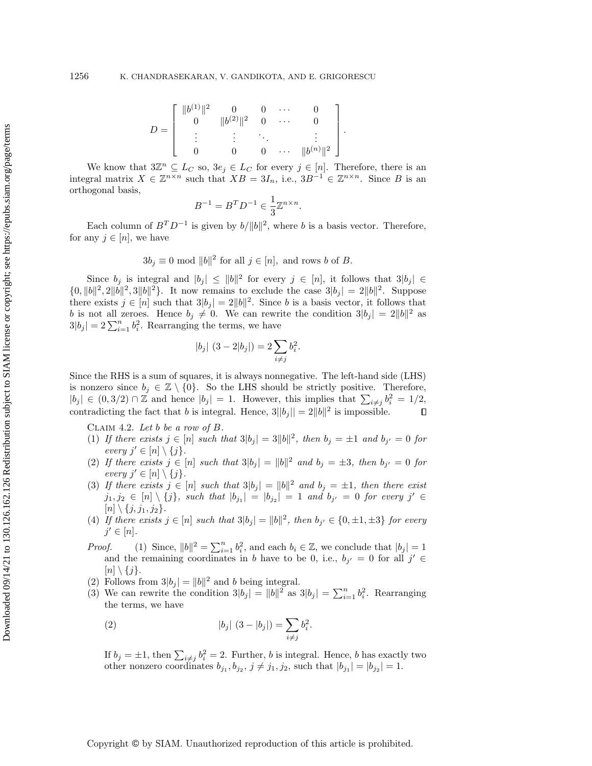$$D = \begin{bmatrix} \|b^{(1)}\|^2 & 0 & 0 & \cdots & 0 \\ 0 & \|b^{(2)}\|^2 & 0 & \cdots & 0 \\ \vdots & \vdots & \ddots & & \vdots \\ 0 & 0 & 0 & \cdots & \|b^{(n)}\|^2 \end{bmatrix}.$$

We know that $3\mathbb{Z}^n \subseteq L_C$ so, $3e_j \in L_C$ for every $j \in [n]$. Therefore, there is an integral matrix $X \in \mathbb{Z}^{n\times n}$ such that $XB = 3I_n$, i.e., $3B^{-1} \in \mathbb{Z}^{n\times n}$. Since $B$ is an orthogonal basis,

$$B^{-1} = B^T D^{-1} \in \frac{1}{3}\mathbb{Z}^{n\times n}.$$

Each column of $B^T D^{-1}$ is given by $b/\|b\|^2$, where $b$ is a basis vector. Therefore, for any $j \in [n]$, we have

$$3b_j \equiv 0 \bmod \|b\|^2 \text{ for all } j \in [n], \text{ and rows } b \text{ of } B.$$

Since $b_j$ is integral and $|b_j| \leq \|b\|^2$ for every $j \in [n]$, it follows that $3|b_j| \in \{0, \|b\|^2, 2\|b\|^2, 3\|b\|^2\}$. It now remains to exclude the case $3|b_j| = 2\|b\|^2$. Suppose there exists $j \in [n]$ such that $3|b_j| = 2\|b\|^2$. Since $b$ is a basis vector, it follows that $b$ is not all zeroes. Hence $b_j \neq 0$. We can rewrite the condition $3|b_j| = 2\|b\|^2$ as $3|b_j| = 2\sum_{i=1}^n b_i^2$. Rearranging the terms, we have

$$|b_j|\ (3 - 2|b_j|) = 2\sum_{i\neq j} b_i^2.$$

Since the RHS is a sum of squares, it is always nonnegative. The left-hand side (LHS) is nonzero since $b_j \in \mathbb{Z}\setminus\{0\}$. So the LHS should be strictly positive. Therefore, $|b_j| \in (0, 3/2) \cap \mathbb{Z}$ and hence $|b_j| = 1$. However, this implies that $\sum_{i\neq j} b_i^2 = 1/2$, contradicting the fact that $b$ is integral. Hence, $3||b_j|| = 2\|b\|^2$ is impossible. $\square$

Claim 4.2. *Let $b$ be a row of $B$.*

(1) *If there exists $j \in [n]$ such that $3|b_j| = 3\|b\|^2$, then $b_j = \pm 1$ and $b_{j'} = 0$ for every $j' \in [n]\setminus\{j\}$.*
(2) *If there exists $j \in [n]$ such that $3|b_j| = \|b\|^2$ and $b_j = \pm 3$, then $b_{j'} = 0$ for every $j' \in [n]\setminus\{j\}$.*
(3) *If there exists $j \in [n]$ such that $3|b_j| = \|b\|^2$ and $b_j = \pm 1$, then there exist $j_1, j_2 \in [n]\setminus\{j\}$, such that $|b_{j_1}| = |b_{j_2}| = 1$ and $b_{j'} = 0$ for every $j' \in [n]\setminus\{j, j_1, j_2\}$.*
(4) *If there exists $j \in [n]$ such that $3|b_j| = \|b\|^2$, then $b_{j'} \in \{0, \pm 1, \pm 3\}$ for every $j' \in [n]$.*

*Proof.* (1) Since, $\|b\|^2 = \sum_{i=1}^n b_i^2$, and each $b_i \in \mathbb{Z}$, we conclude that $|b_j| = 1$ and the remaining coordinates in $b$ have to be 0, i.e., $b_{j'} = 0$ for all $j' \in [n]\setminus\{j\}$.

(2) Follows from $3|b_j| = \|b\|^2$ and $b$ being integral.

(3) We can rewrite the condition $3|b_j| = \|b\|^2$ as $3|b_j| = \sum_{i=1}^n b_i^2$. Rearranging the terms, we have

$$|b_j|\ (3 - |b_j|) = \sum_{i\neq j} b_i^2. \tag{2}$$

If $b_j = \pm 1$, then $\sum_{i\neq j} b_i^2 = 2$. Further, $b$ is integral. Hence, $b$ has exactly two other nonzero coordinates $b_{j_1}, b_{j_2}$, $j \neq j_1, j_2$, such that $|b_{j_1}| = |b_{j_2}| = 1$.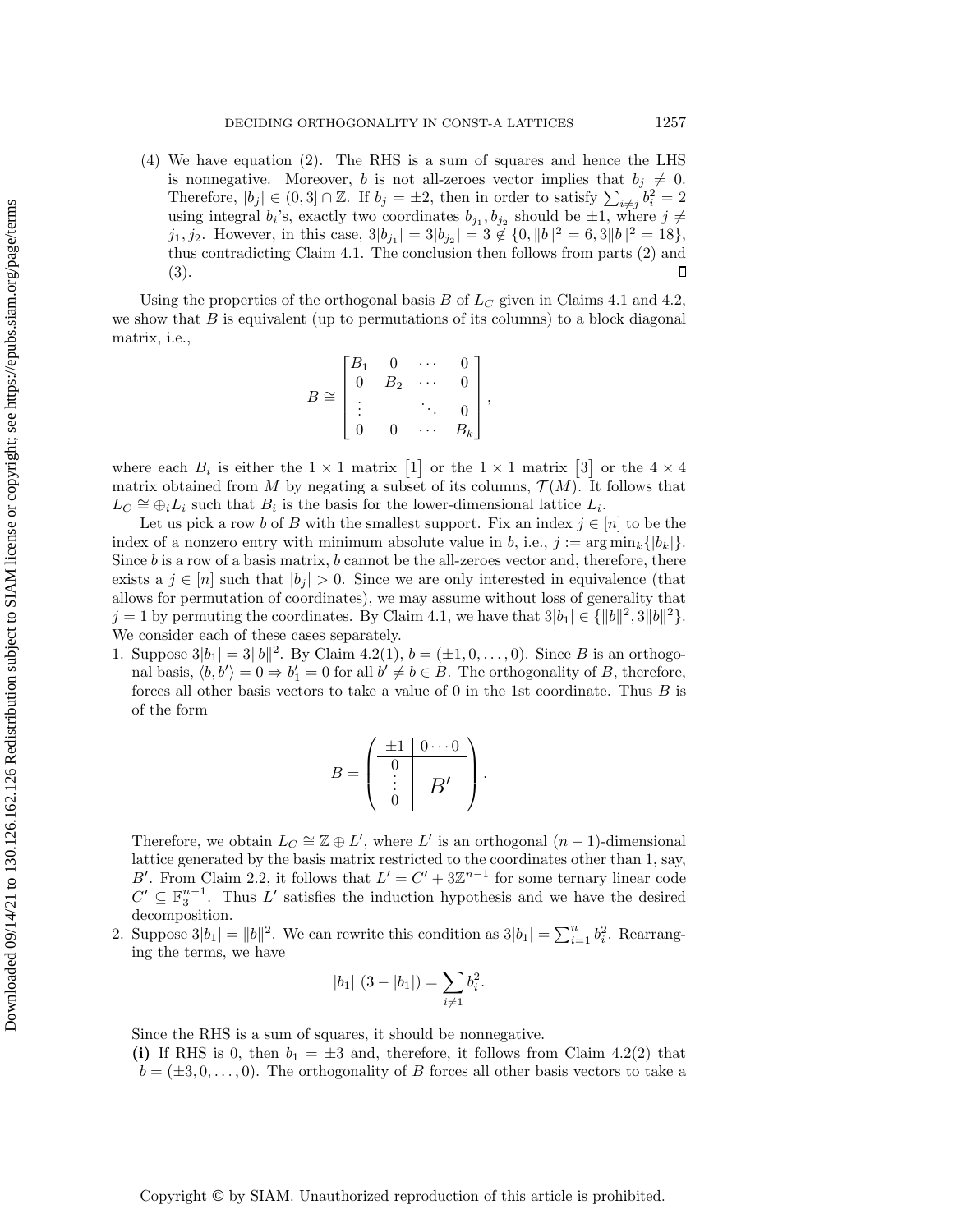(4) We have equation (2). The RHS is a sum of squares and hence the LHS is nonnegative. Moreover, $b$ is not all-zeroes vector implies that $b_j \neq 0$. Therefore, $|b_j| \in (0,3] \cap \mathbb{Z}$. If $b_j = \pm 2$, then in order to satisfy $\sum_{i \neq j} b_i^2 = 2$ using integral $b_i$'s, exactly two coordinates $b_{j_1}, b_{j_2}$ should be $\pm 1$, where $j \neq j_1, j_2$. However, in this case, $3|b_{j_1}| = 3|b_{j_2}| = 3 \notin \{0, \|b\|^2 = 6, 3\|b\|^2 = 18\}$, thus contradicting Claim 4.1. The conclusion then follows from parts (2) and (3). $\square$

Using the properties of the orthogonal basis $B$ of $L_C$ given in Claims 4.1 and 4.2, we show that $B$ is equivalent (up to permutations of its columns) to a block diagonal matrix, i.e.,

$$B \cong \begin{bmatrix} B_1 & 0 & \cdots & 0 \\ 0 & B_2 & \cdots & 0 \\ \vdots & & \ddots & 0 \\ 0 & 0 & \cdots & B_k \end{bmatrix},$$

where each $B_i$ is either the $1 \times 1$ matrix $\begin{bmatrix} 1 \end{bmatrix}$ or the $1 \times 1$ matrix $\begin{bmatrix} 3 \end{bmatrix}$ or the $4 \times 4$ matrix obtained from $M$ by negating a subset of its columns, $\mathcal{T}(M)$. It follows that $L_C \cong \oplus_i L_i$ such that $B_i$ is the basis for the lower-dimensional lattice $L_i$.

Let us pick a row $b$ of $B$ with the smallest support. Fix an index $j \in [n]$ to be the index of a nonzero entry with minimum absolute value in $b$, i.e., $j := \arg\min_k\{|b_k|\}$. Since $b$ is a row of a basis matrix, $b$ cannot be the all-zeroes vector and, therefore, there exists a $j \in [n]$ such that $|b_j| > 0$. Since we are only interested in equivalence (that allows for permutation of coordinates), we may assume without loss of generality that $j = 1$ by permuting the coordinates. By Claim 4.1, we have that $3|b_1| \in \{\|b\|^2, 3\|b\|^2\}$. We consider each of these cases separately.

1. Suppose $3|b_1| = 3\|b\|^2$. By Claim 4.2(1), $b = (\pm 1, 0, \ldots, 0)$. Since $B$ is an orthogonal basis, $\langle b, b' \rangle = 0 \Rightarrow b'_1 = 0$ for all $b' \neq b \in B$. The orthogonality of $B$, therefore, forces all other basis vectors to take a value of 0 in the 1st coordinate. Thus $B$ is of the form

$$B = \left( \begin{array}{c|c} \pm 1 & 0 \cdots 0 \\ \hline 0 & \\ \vdots & B' \\ 0 & \end{array} \right).$$

Therefore, we obtain $L_C \cong \mathbb{Z} \oplus L'$, where $L'$ is an orthogonal $(n-1)$-dimensional lattice generated by the basis matrix restricted to the coordinates other than 1, say, $B'$. From Claim 2.2, it follows that $L' = C' + 3\mathbb{Z}^{n-1}$ for some ternary linear code $C' \subseteq \mathbb{F}_3^{n-1}$. Thus $L'$ satisfies the induction hypothesis and we have the desired decomposition.

2. Suppose $3|b_1| = \|b\|^2$. We can rewrite this condition as $3|b_1| = \sum_{i=1}^n b_i^2$. Rearranging the terms, we have

$$|b_1| \, (3 - |b_1|) = \sum_{i \neq 1} b_i^2.$$

Since the RHS is a sum of squares, it should be nonnegative.

**(i)** If RHS is 0, then $b_1 = \pm 3$ and, therefore, it follows from Claim 4.2(2) that $b = (\pm 3, 0, \ldots, 0)$. The orthogonality of $B$ forces all other basis vectors to take a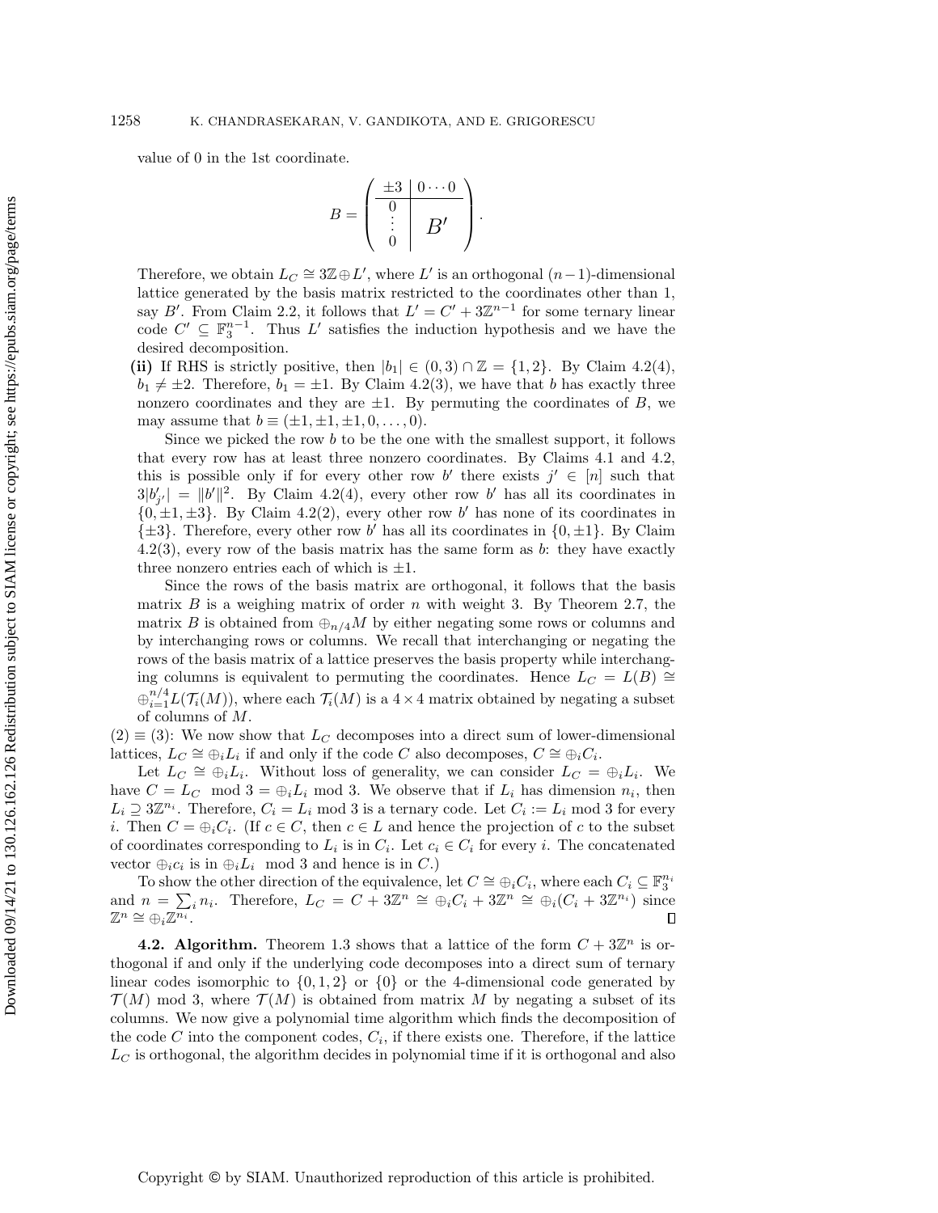value of 0 in the 1st coordinate.

$$B = \left( \begin{array}{c|c} \pm 3 & 0 \cdots 0 \\ \hline 0 & \\ \vdots & B' \\ 0 & \end{array} \right).$$

Therefore, we obtain $L_C \cong 3\mathbb{Z} \oplus L'$, where $L'$ is an orthogonal $(n-1)$-dimensional lattice generated by the basis matrix restricted to the coordinates other than 1, say $B'$. From Claim 2.2, it follows that $L' = C' + 3\mathbb{Z}^{n-1}$ for some ternary linear code $C' \subseteq \mathbb{F}_3^{n-1}$. Thus $L'$ satisfies the induction hypothesis and we have the desired decomposition.

**(ii)** If RHS is strictly positive, then $|b_1| \in (0, 3) \cap \mathbb{Z} = \{1, 2\}$. By Claim 4.2(4), $b_1 \neq \pm 2$. Therefore, $b_1 = \pm 1$. By Claim 4.2(3), we have that $b$ has exactly three nonzero coordinates and they are $\pm 1$. By permuting the coordinates of $B$, we may assume that $b \equiv (\pm 1, \pm 1, \pm 1, 0, \ldots, 0)$.

Since we picked the row $b$ to be the one with the smallest support, it follows that every row has at least three nonzero coordinates. By Claims 4.1 and 4.2, this is possible only if for every other row $b'$ there exists $j' \in [n]$ such that $3|b'_{j'}| = \|b'\|^2$. By Claim 4.2(4), every other row $b'$ has all its coordinates in $\{0, \pm 1, \pm 3\}$. By Claim 4.2(2), every other row $b'$ has none of its coordinates in $\{\pm 3\}$. Therefore, every other row $b'$ has all its coordinates in $\{0, \pm 1\}$. By Claim 4.2(3), every row of the basis matrix has the same form as $b$: they have exactly three nonzero entries each of which is $\pm 1$.

Since the rows of the basis matrix are orthogonal, it follows that the basis matrix $B$ is a weighing matrix of order $n$ with weight 3. By Theorem 2.7, the matrix $B$ is obtained from $\oplus_{n/4} M$ by either negating some rows or columns and by interchanging rows or columns. We recall that interchanging or negating the rows of the basis matrix of a lattice preserves the basis property while interchanging columns is equivalent to permuting the coordinates. Hence $L_C = L(B) \cong \oplus_{i=1}^{n/4} L(\mathcal{T}_i(M))$, where each $\mathcal{T}_i(M)$ is a $4 \times 4$ matrix obtained by negating a subset of columns of $M$.

$(2) \equiv (3)$: We now show that $L_C$ decomposes into a direct sum of lower-dimensional lattices, $L_C \cong \oplus_i L_i$ if and only if the code $C$ also decomposes, $C \cong \oplus_i C_i$.

Let $L_C \cong \oplus_i L_i$. Without loss of generality, we can consider $L_C = \oplus_i L_i$. We have $C = L_C \mod 3 = \oplus_i L_i \mod 3$. We observe that if $L_i$ has dimension $n_i$, then $L_i \supseteq 3\mathbb{Z}^{n_i}$. Therefore, $C_i = L_i \mod 3$ is a ternary code. Let $C_i := L_i \mod 3$ for every $i$. Then $C = \oplus_i C_i$. (If $c \in C$, then $c \in L$ and hence the projection of $c$ to the subset of coordinates corresponding to $L_i$ is in $C_i$. Let $c_i \in C_i$ for every $i$. The concatenated vector $\oplus_i c_i$ is in $\oplus_i L_i \mod 3$ and hence is in $C$.)

To show the other direction of the equivalence, let $C \cong \oplus_i C_i$, where each $C_i \subseteq \mathbb{F}_3^{n_i}$ and $n = \sum_i n_i$. Therefore, $L_C = C + 3\mathbb{Z}^n \cong \oplus_i C_i + 3\mathbb{Z}^n \cong \oplus_i (C_i + 3\mathbb{Z}^{n_i})$ since $\mathbb{Z}^n \cong \oplus_i \mathbb{Z}^{n_i}$. ∎

**4.2. Algorithm.** Theorem 1.3 shows that a lattice of the form $C + 3\mathbb{Z}^n$ is orthogonal if and only if the underlying code decomposes into a direct sum of ternary linear codes isomorphic to $\{0, 1, 2\}$ or $\{0\}$ or the 4-dimensional code generated by $\mathcal{T}(M) \mod 3$, where $\mathcal{T}(M)$ is obtained from matrix $M$ by negating a subset of its columns. We now give a polynomial time algorithm which finds the decomposition of the code $C$ into the component codes, $C_i$, if there exists one. Therefore, if the lattice $L_C$ is orthogonal, the algorithm decides in polynomial time if it is orthogonal and also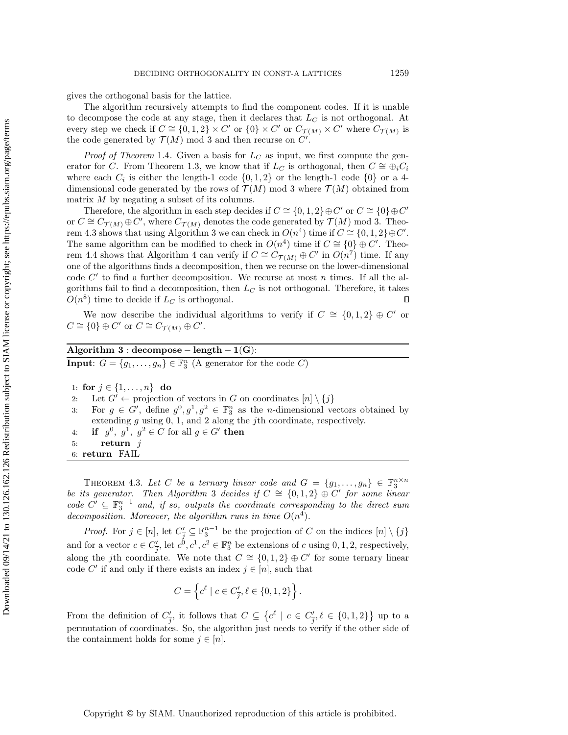gives the orthogonal basis for the lattice.

The algorithm recursively attempts to find the component codes. If it is unable to decompose the code at any stage, then it declares that $L_C$ is not orthogonal. At every step we check if $C \cong \{0,1,2\} \times C'$ or $\{0\} \times C'$ or $C_{\mathcal{T}(M)} \times C'$ where $C_{\mathcal{T}(M)}$ is the code generated by $\mathcal{T}(M)$ mod 3 and then recurse on $C'$.

*Proof of Theorem* 1.4. Given a basis for $L_C$ as input, we first compute the generator for $C$. From Theorem 1.3, we know that if $L_C$ is orthogonal, then $C \cong \oplus_i C_i$ where each $C_i$ is either the length-1 code $\{0,1,2\}$ or the length-1 code $\{0\}$ or a 4-dimensional code generated by the rows of $\mathcal{T}(M)$ mod 3 where $\mathcal{T}(M)$ obtained from matrix $M$ by negating a subset of its columns.

Therefore, the algorithm in each step decides if $C \cong \{0,1,2\} \oplus C'$ or $C \cong \{0\} \oplus C'$ or $C \cong C_{\mathcal{T}(M)} \oplus C'$, where $C_{\mathcal{T}(M)}$ denotes the code generated by $\mathcal{T}(M)$ mod 3. Theorem 4.3 shows that using Algorithm 3 we can check in $O(n^4)$ time if $C \cong \{0,1,2\} \oplus C'$. The same algorithm can be modified to check in $O(n^4)$ time if $C \cong \{0\} \oplus C'$. Theorem 4.4 shows that Algorithm 4 can verify if $C \cong C_{\mathcal{T}(M)} \oplus C'$ in $O(n^7)$ time. If any one of the algorithms finds a decomposition, then we recurse on the lower-dimensional code $C'$ to find a further decomposition. We recurse at most $n$ times. If all the algorithms fail to find a decomposition, then $L_C$ is not orthogonal. Therefore, it takes $O(n^8)$ time to decide if $L_C$ is orthogonal. ∎

We now describe the individual algorithms to verify if $C \cong \{0,1,2\} \oplus C'$ or $C \cong \{0\} \oplus C'$ or $C \cong C_{\mathcal{T}(M)} \oplus C'$.

**Algorithm 3 : decompose − length − 1(G):**

**Input**: $G = \{g_1, \ldots, g_n\} \in \mathbb{F}_3^n$ (A generator for the code $C$)

```
1: for j ∈ {1, ..., n} do
2:    Let G' ← projection of vectors in G on coordinates [n] \ {j}
3:    For g ∈ G', define g^0, g^1, g^2 ∈ F_3^n as the n-dimensional vectors obtained by
      extending g using 0, 1, and 2 along the jth coordinate, respectively.
4:    if g^0, g^1, g^2 ∈ C for all g ∈ G' then
5:       return j
6: return FAIL
```

THEOREM 4.3. *Let $C$ be a ternary linear code and $G = \{g_1, \ldots, g_n\} \in \mathbb{F}_3^{n \times n}$ be its generator. Then Algorithm 3 decides if $C \cong \{0,1,2\} \oplus C'$ for some linear code $C' \subseteq \mathbb{F}_3^{n-1}$ and, if so, outputs the coordinate corresponding to the direct sum decomposition. Moreover, the algorithm runs in time $O(n^4)$.*

*Proof.* For $j \in [n]$, let $C'_{\bar{j}} \subseteq \mathbb{F}_3^{n-1}$ be the projection of $C$ on the indices $[n] \setminus \{j\}$ and for a vector $c \in C'_{\bar{j}}$, let $c^0, c^1, c^2 \in \mathbb{F}_3^n$ be extensions of $c$ using $0,1,2$, respectively, along the $j$th coordinate. We note that $C \cong \{0,1,2\} \oplus C'$ for some ternary linear code $C'$ if and only if there exists an index $j \in [n]$, such that

$$C = \left\{ c^\ell \mid c \in C'_{\bar{j}}, \ell \in \{0,1,2\} \right\}.$$

From the definition of $C'_{\bar{j}}$, it follows that $C \subseteq \left\{ c^\ell \mid c \in C'_{\bar{j}}, \ell \in \{0,1,2\} \right\}$ up to a permutation of coordinates. So, the algorithm just needs to verify if the other side of the containment holds for some $j \in [n]$.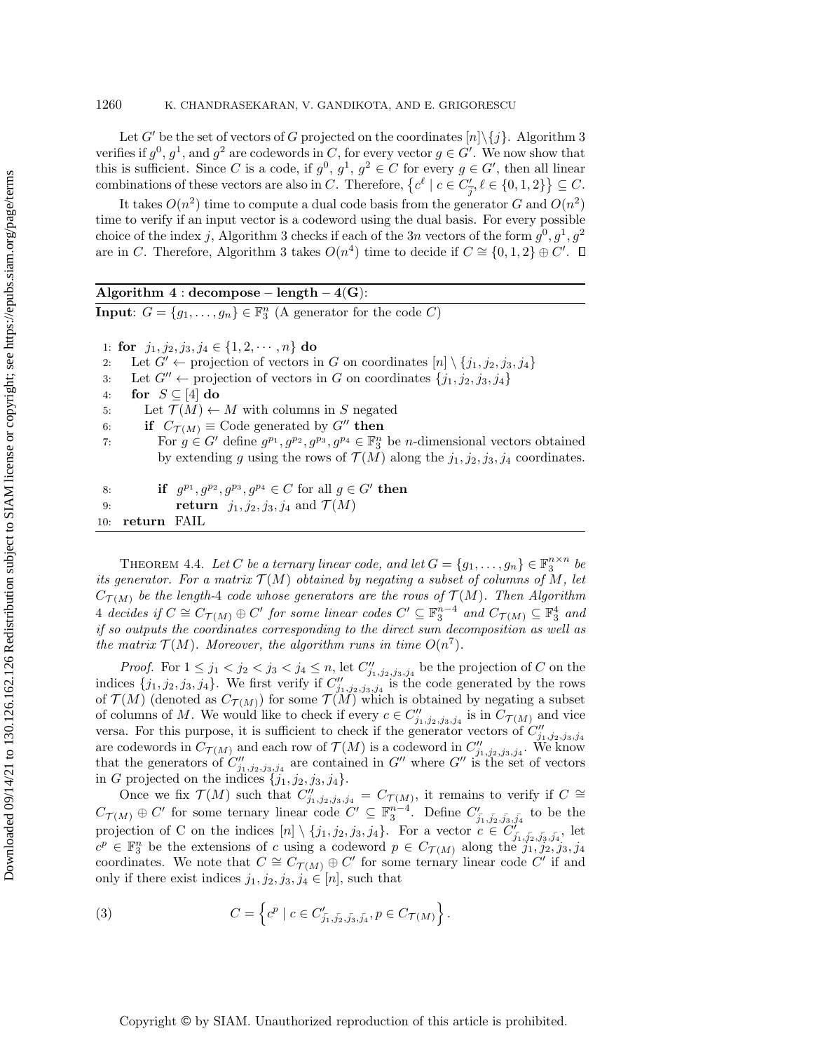Let $G'$ be the set of vectors of $G$ projected on the coordinates $[n]\setminus\{j\}$. Algorithm 3 verifies if $g^0$, $g^1$, and $g^2$ are codewords in $C$, for every vector $g \in G'$. We now show that this is sufficient. Since $C$ is a code, if $g^0$, $g^1$, $g^2 \in C$ for every $g \in G'$, then all linear combinations of these vectors are also in $C$. Therefore, $\left\{c^\ell \mid c \in C'_{\bar{j}}, \ell \in \{0,1,2\}\right\} \subseteq C$.

It takes $O(n^2)$ time to compute a dual code basis from the generator $G$ and $O(n^2)$ time to verify if an input vector is a codeword using the dual basis. For every possible choice of the index $j$, Algorithm 3 checks if each of the $3n$ vectors of the form $g^0, g^1, g^2$ are in $C$. Therefore, Algorithm 3 takes $O(n^4)$ time to decide if $C \cong \{0,1,2\} \oplus C'$. $\square$

---

**Algorithm 4 : decompose − length − 4(G):**

**Input**: $G = \{g_1, \ldots, g_n\} \in \mathbb{F}_3^n$ (A generator for the code $C$)

```
1: for j1, j2, j3, j4 ∈ {1, 2, ··· , n} do
2:    Let G′ ← projection of vectors in G on coordinates [n] \ {j1, j2, j3, j4}
3:    Let G′′ ← projection of vectors in G on coordinates {j1, j2, j3, j4}
4:    for S ⊆ [4] do
5:       Let T(M) ← M with columns in S negated
6:       if C_T(M) ≡ Code generated by G′′ then
7:          For g ∈ G′ define g^p1, g^p2, g^p3, g^p4 ∈ F_3^n be n-dimensional vectors obtained
            by extending g using the rows of T(M) along the j1, j2, j3, j4 coordinates.
8:          if g^p1, g^p2, g^p3, g^p4 ∈ C for all g ∈ G′ then
9:             return j1, j2, j3, j4 and T(M)
10: return FAIL
```

---

THEOREM 4.4. *Let $C$ be a ternary linear code, and let $G = \{g_1, \ldots, g_n\} \in \mathbb{F}_3^{n\times n}$ be its generator. For a matrix $\mathcal{T}(M)$ obtained by negating a subset of columns of $M$, let $C_{\mathcal{T}(M)}$ be the length-4 code whose generators are the rows of $\mathcal{T}(M)$. Then Algorithm 4 decides if $C \cong C_{\mathcal{T}(M)} \oplus C'$ for some linear codes $C' \subseteq \mathbb{F}_3^{n-4}$ and $C_{\mathcal{T}(M)} \subseteq \mathbb{F}_3^4$ and if so outputs the coordinates corresponding to the direct sum decomposition as well as the matrix $\mathcal{T}(M)$. Moreover, the algorithm runs in time $O(n^7)$.*

*Proof.* For $1 \le j_1 < j_2 < j_3 < j_4 \le n$, let $C''_{j_1,j_2,j_3,j_4}$ be the projection of $C$ on the indices $\{j_1, j_2, j_3, j_4\}$. We first verify if $C''_{j_1,j_2,j_3,j_4}$ is the code generated by the rows of $\mathcal{T}(M)$ (denoted as $C_{\mathcal{T}(M)}$) for some $\mathcal{T}(M)$ which is obtained by negating a subset of columns of $M$. We would like to check if every $c \in C''_{j_1,j_2,j_3,j_4}$ is in $C_{\mathcal{T}(M)}$ and vice versa. For this purpose, it is sufficient to check if the generator vectors of $C''_{j_1,j_2,j_3,j_4}$ are codewords in $C_{\mathcal{T}(M)}$ and each row of $\mathcal{T}(M)$ is a codeword in $C''_{j_1,j_2,j_3,j_4}$. We know that the generators of $C''_{j_1,j_2,j_3,j_4}$ are contained in $G''$ where $G''$ is the set of vectors in $G$ projected on the indices $\{j_1, j_2, j_3, j_4\}$.

Once we fix $\mathcal{T}(M)$ such that $C''_{j_1,j_2,j_3,j_4} = C_{\mathcal{T}(M)}$, it remains to verify if $C \cong C_{\mathcal{T}(M)} \oplus C'$ for some ternary linear code $C' \subseteq \mathbb{F}_3^{n-4}$. Define $C'_{\bar{j_1},\bar{j_2},\bar{j_3},\bar{j_4}}$ to be the projection of C on the indices $[n] \setminus \{j_1, j_2, j_3, j_4\}$. For a vector $c \in C'_{\bar{j_1},\bar{j_2},\bar{j_3},\bar{j_4}}$, let $c^p \in \mathbb{F}_3^n$ be the extensions of $c$ using a codeword $p \in C_{\mathcal{T}(M)}$ along the $j_1, j_2, j_3, j_4$ coordinates. We note that $C \cong C_{\mathcal{T}(M)} \oplus C'$ for some ternary linear code $C'$ if and only if there exist indices $j_1, j_2, j_3, j_4 \in [n]$, such that

$$C = \left\{c^p \mid c \in C'_{\bar{j_1},\bar{j_2},\bar{j_3},\bar{j_4}}, p \in C_{\mathcal{T}(M)}\right\}. \tag{3}$$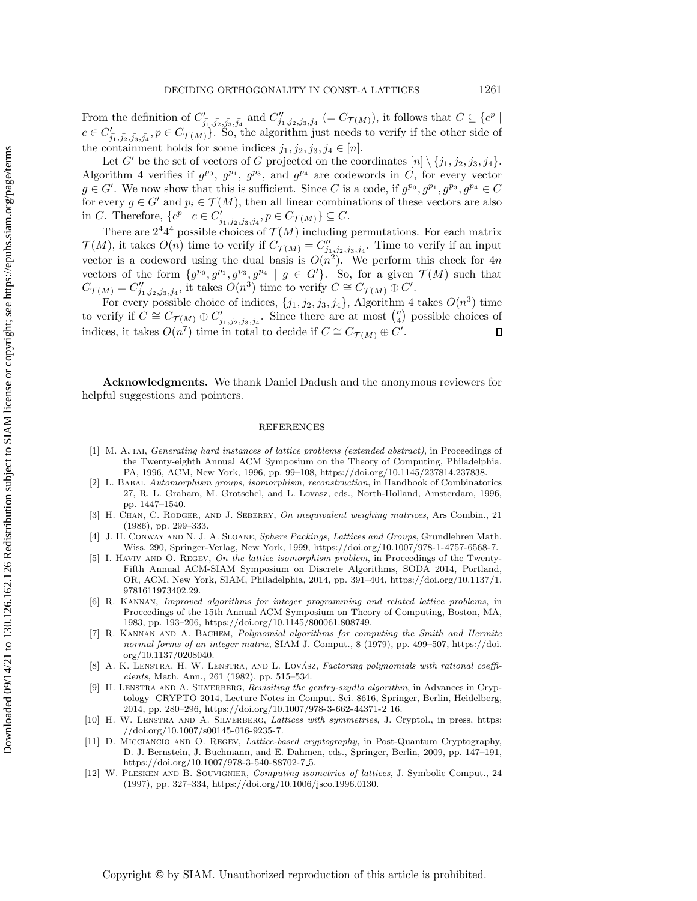From the definition of $C'_{\bar{j_1},\bar{j_2},\bar{j_3},\bar{j_4}}$ and $C''_{j_1,j_2,j_3,j_4}$ $(= C_{\mathcal{T}(M)})$, it follows that $C \subseteq \{c^p \mid c \in C'_{\bar{j_1},\bar{j_2},\bar{j_3},\bar{j_4}}, p \in C_{\mathcal{T}(M)}\}$. So, the algorithm just needs to verify if the other side of the containment holds for some indices $j_1, j_2, j_3, j_4 \in [n]$.

Let $G'$ be the set of vectors of $G$ projected on the coordinates $[n] \setminus \{j_1, j_2, j_3, j_4\}$. Algorithm 4 verifies if $g^{p_0}$, $g^{p_1}$, $g^{p_3}$, and $g^{p_4}$ are codewords in $C$, for every vector $g \in G'$. We now show that this is sufficient. Since $C$ is a code, if $g^{p_0}, g^{p_1}, g^{p_3}, g^{p_4} \in C$ for every $g \in G'$ and $p_i \in \mathcal{T}(M)$, then all linear combinations of these vectors are also in $C$. Therefore, $\{c^p \mid c \in C'_{\bar{j_1},\bar{j_2},\bar{j_3},\bar{j_4}}, p \in C_{\mathcal{T}(M)}\} \subseteq C$.

There are $2^4 4^4$ possible choices of $\mathcal{T}(M)$ including permutations. For each matrix $\mathcal{T}(M)$, it takes $O(n)$ time to verify if $C_{\mathcal{T}(M)} = C''_{j_1,j_2,j_3,j_4}$. Time to verify if an input vector is a codeword using the dual basis is $O(n^2)$. We perform this check for $4n$ vectors of the form $\{g^{p_0}, g^{p_1}, g^{p_3}, g^{p_4} \mid g \in G'\}$. So, for a given $\mathcal{T}(M)$ such that $C_{\mathcal{T}(M)} = C''_{j_1,j_2,j_3,j_4}$, it takes $O(n^3)$ time to verify $C \cong C_{\mathcal{T}(M)} \oplus C'$.

For every possible choice of indices, $\{j_1, j_2, j_3, j_4\}$, Algorithm 4 takes $O(n^3)$ time to verify if $C \cong C_{\mathcal{T}(M)} \oplus C'_{\bar{j_1},\bar{j_2},\bar{j_3},\bar{j_4}}$. Since there are at most $\binom{n}{4}$ possible choices of indices, it takes $O(n^7)$ time in total to decide if $C \cong C_{\mathcal{T}(M)} \oplus C'$. $\square$

**Acknowledgments.** We thank Daniel Dadush and the anonymous reviewers for helpful suggestions and pointers.

## REFERENCES

[1] M. Ajtai, *Generating hard instances of lattice problems (extended abstract)*, in Proceedings of the Twenty-eighth Annual ACM Symposium on the Theory of Computing, Philadelphia, PA, 1996, ACM, New York, 1996, pp. 99–108, https://doi.org/10.1145/237814.237838.

[2] L. Babai, *Automorphism groups, isomorphism, reconstruction*, in Handbook of Combinatorics 27, R. L. Graham, M. Grotschel, and L. Lovasz, eds., North-Holland, Amsterdam, 1996, pp. 1447–1540.

[3] H. Chan, C. Rodger, and J. Seberry, *On inequivalent weighing matrices*, Ars Combin., 21 (1986), pp. 299–333.

[4] J. H. Conway and N. J. A. Sloane, *Sphere Packings, Lattices and Groups*, Grundlehren Math. Wiss. 290, Springer-Verlag, New York, 1999, https://doi.org/10.1007/978-1-4757-6568-7.

[5] I. Haviv and O. Regev, *On the lattice isomorphism problem*, in Proceedings of the Twenty-Fifth Annual ACM-SIAM Symposium on Discrete Algorithms, SODA 2014, Portland, OR, ACM, New York, SIAM, Philadelphia, 2014, pp. 391–404, https://doi.org/10.1137/1.9781611973402.29.

[6] R. Kannan, *Improved algorithms for integer programming and related lattice problems*, in Proceedings of the 15th Annual ACM Symposium on Theory of Computing, Boston, MA, 1983, pp. 193–206, https://doi.org/10.1145/800061.808749.

[7] R. Kannan and A. Bachem, *Polynomial algorithms for computing the Smith and Hermite normal forms of an integer matrix*, SIAM J. Comput., 8 (1979), pp. 499–507, https://doi.org/10.1137/0208040.

[8] A. K. Lenstra, H. W. Lenstra, and L. Lovász, *Factoring polynomials with rational coefficients*, Math. Ann., 261 (1982), pp. 515–534.

[9] H. Lenstra and A. Silverberg, *Revisiting the gentry-szydlo algorithm*, in Advances in Cryptology CRYPTO 2014, Lecture Notes in Comput. Sci. 8616, Springer, Berlin, Heidelberg, 2014, pp. 280–296, https://doi.org/10.1007/978-3-662-44371-2_16.

[10] H. W. Lenstra and A. Silverberg, *Lattices with symmetries*, J. Cryptol., in press, https://doi.org/10.1007/s00145-016-9235-7.

[11] D. Micciancio and O. Regev, *Lattice-based cryptography*, in Post-Quantum Cryptography, D. J. Bernstein, J. Buchmann, and E. Dahmen, eds., Springer, Berlin, 2009, pp. 147–191, https://doi.org/10.1007/978-3-540-88702-7_5.

[12] W. Plesken and B. Souvignier, *Computing isometries of lattices*, J. Symbolic Comput., 24 (1997), pp. 327–334, https://doi.org/10.1006/jsco.1996.0130.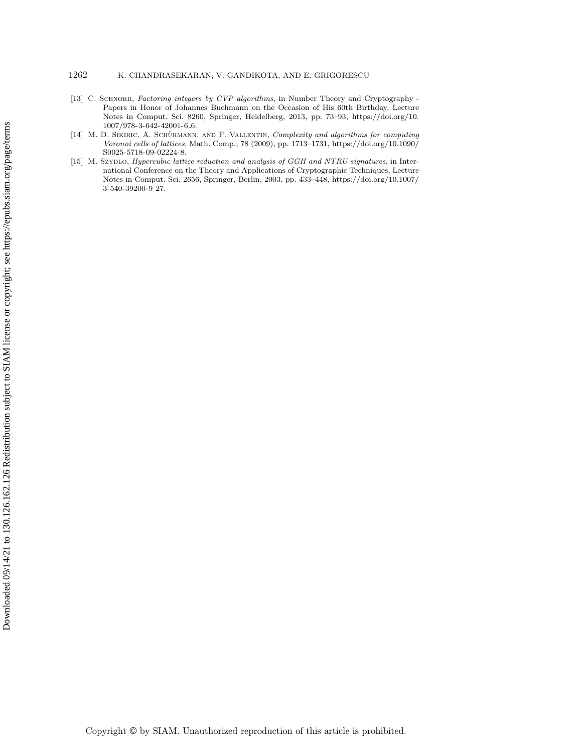[13] C. Schnorr, *Factoring integers by CVP algorithms*, in Number Theory and Cryptography - Papers in Honor of Johannes Buchmann on the Occasion of His 60th Birthday, Lecture Notes in Comput. Sci. 8260, Springer, Heidelberg, 2013, pp. 73–93, https://doi.org/10.1007/978-3-642-42001-6_6.

[14] M. D. Sikiric, A. Schürmann, and F. Vallentin, *Complexity and algorithms for computing Voronoi cells of lattices*, Math. Comp., 78 (2009), pp. 1713–1731, https://doi.org/10.1090/S0025-5718-09-02224-8.

[15] M. Szydlo, *Hypercubic lattice reduction and analysis of GGH and NTRU signatures*, in International Conference on the Theory and Applications of Cryptographic Techniques, Lecture Notes in Comput. Sci. 2656, Springer, Berlin, 2003, pp. 433–448, https://doi.org/10.1007/3-540-39200-9_27.